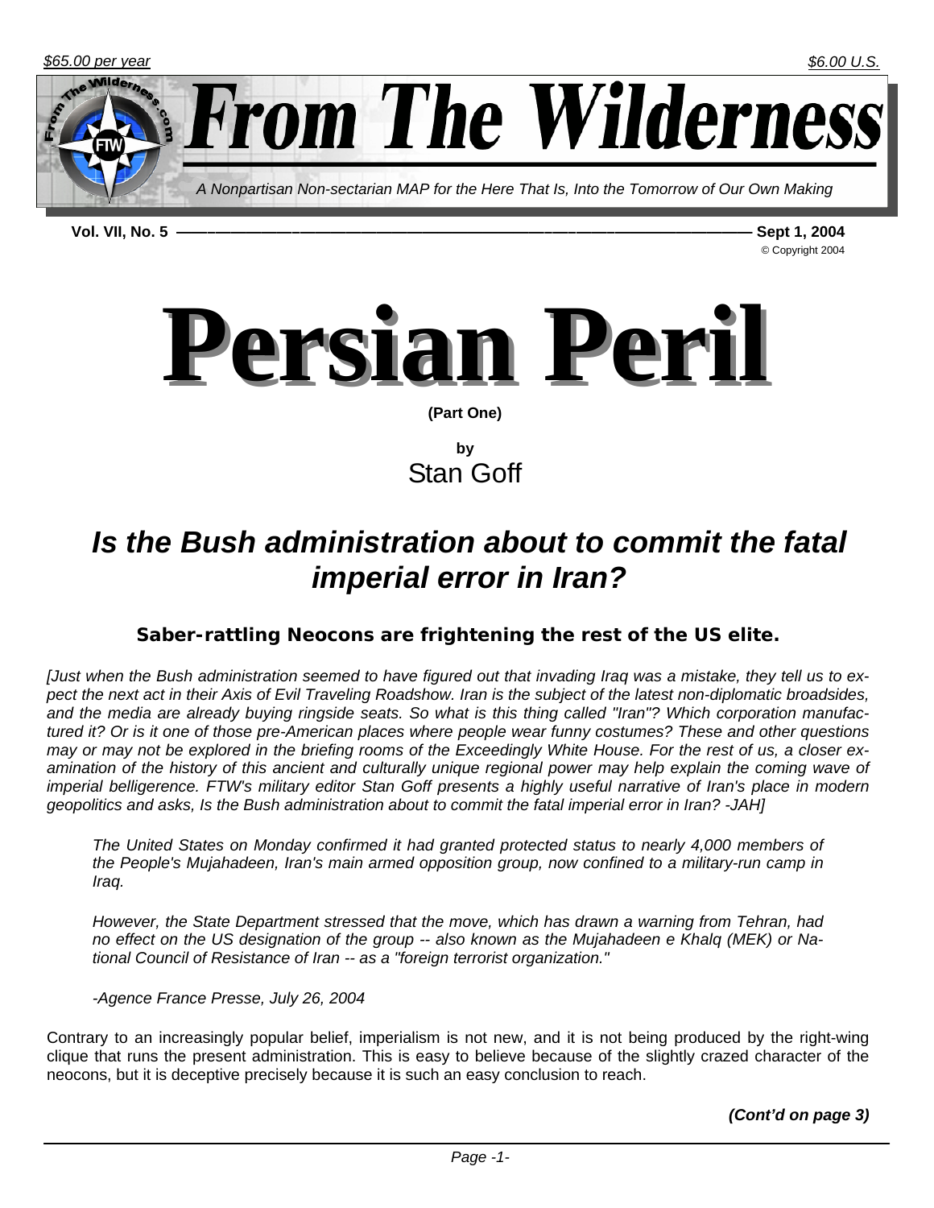$65.00 per year — $6.00 U.S.

# From The Wilderness

*A Nonpartisan Non-sectarian MAP for the Here That Is, Into the Tomorrow of Our Own Making*

**Vol. VII, No. 5** — **Sept 1, 2004**

© Copyright 2004

# Persian Peril

**(Part One)**

**by**

Stan Goff

## *Is the Bush administration about to commit the fatal imperial error in Iran?*

### Saber-rattling Neocons are frightening the rest of the US elite.

*[Just when the Bush administration seemed to have figured out that invading Iraq was a mistake, they tell us to expect the next act in their Axis of Evil Traveling Roadshow. Iran is the subject of the latest non-diplomatic broadsides, and the media are already buying ringside seats. So what is this thing called "Iran"? Which corporation manufactured it? Or is it one of those pre-American places where people wear funny costumes? These and other questions may or may not be explored in the briefing rooms of the Exceedingly White House. For the rest of us, a closer examination of the history of this ancient and culturally unique regional power may help explain the coming wave of imperial belligerence. FTW's military editor Stan Goff presents a highly useful narrative of Iran's place in modern geopolitics and asks, Is the Bush administration about to commit the fatal imperial error in Iran? -JAH]*

> *The United States on Monday confirmed it had granted protected status to nearly 4,000 members of the People's Mujahadeen, Iran's main armed opposition group, now confined to a military-run camp in Iraq.*
>
> *However, the State Department stressed that the move, which has drawn a warning from Tehran, had no effect on the US designation of the group -- also known as the Mujahadeen e Khalq (MEK) or National Council of Resistance of Iran -- as a "foreign terrorist organization."*
>
> *-Agence France Presse, July 26, 2004*

Contrary to an increasingly popular belief, imperialism is not new, and it is not being produced by the right-wing clique that runs the present administration. This is easy to believe because of the slightly crazed character of the neocons, but it is deceptive precisely because it is such an easy conclusion to reach.

***(Cont'd on page 3)***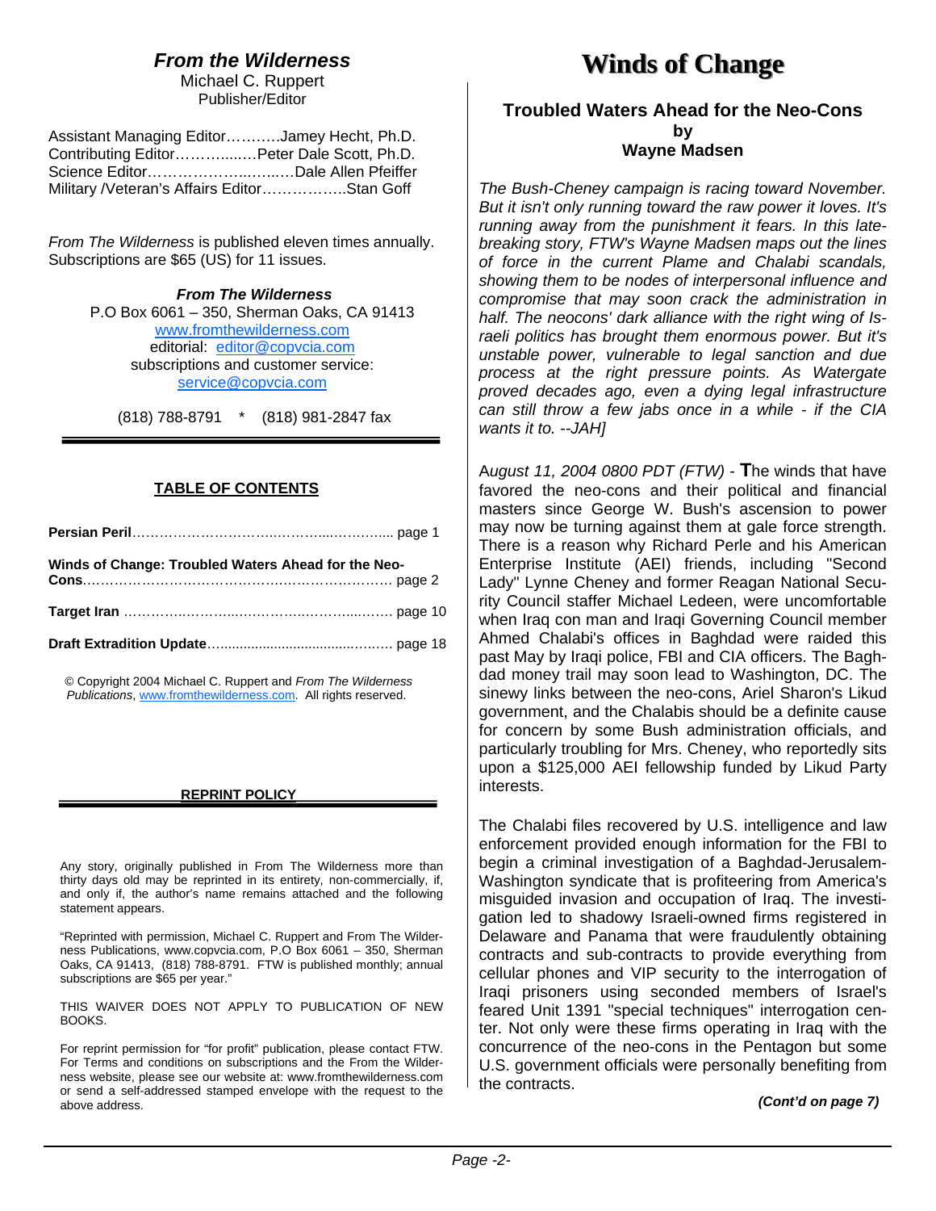## *From the Wilderness*

Michael C. Ruppert
Publisher/Editor

Assistant Managing Editor……….Jamey Hecht, Ph.D.
Contributing Editor………....…Peter Dale Scott, Ph.D.
Science Editor………………...…...…Dale Allen Pfeiffer
Military /Veteran's Affairs Editor……………..Stan Goff

*From The Wilderness* is published eleven times annually. Subscriptions are $65 (US) for 11 issues.

***From The Wilderness***
P.O Box 6061 – 350, Sherman Oaks, CA 91413
www.fromthewilderness.com
editorial: editor@copvcia.com
subscriptions and customer service:
service@copvcia.com

(818) 788-8791 * (818) 981-2847 fax

**TABLE OF CONTENTS**

**Persian Peril**……………………….…….…....………... page 1

**Winds of Change: Troubled Waters Ahead for the Neo-Cons**……………………………………………………… page 2

**Target Iran** ……………………………………………… page 10

**Draft Extradition Update**…………………………… page 18

© Copyright 2004 Michael C. Ruppert and *From The Wilderness Publications*, www.fromthewilderness.com. All rights reserved.

**REPRINT POLICY**

Any story, originally published in From The Wilderness more than thirty days old may be reprinted in its entirety, non-commercially, if, and only if, the author's name remains attached and the following statement appears.

"Reprinted with permission, Michael C. Ruppert and From The Wilderness Publications, www.copvcia.com, P.O Box 6061 – 350, Sherman Oaks, CA 91413, (818) 788-8791. FTW is published monthly; annual subscriptions are $65 per year."

THIS WAIVER DOES NOT APPLY TO PUBLICATION OF NEW BOOKS.

For reprint permission for "for profit" publication, please contact FTW. For Terms and conditions on subscriptions and the From the Wilderness website, please see our website at: www.fromthewilderness.com or send a self-addressed stamped envelope with the request to the above address.

# Winds of Change

### Troubled Waters Ahead for the Neo-Cons
### by
### Wayne Madsen

*The Bush-Cheney campaign is racing toward November. But it isn't only running toward the raw power it loves. It's running away from the punishment it fears. In this late-breaking story, FTW's Wayne Madsen maps out the lines of force in the current Plame and Chalabi scandals, showing them to be nodes of interpersonal influence and compromise that may soon crack the administration in half. The neocons' dark alliance with the right wing of Israeli politics has brought them enormous power. But it's unstable power, vulnerable to legal sanction and due process at the right pressure points. As Watergate proved decades ago, even a dying legal infrastructure can still throw a few jabs once in a while - if the CIA wants it to. --JAH]*

*August 11, 2004 0800 PDT (FTW)* - **T**he winds that have favored the neo-cons and their political and financial masters since George W. Bush's ascension to power may now be turning against them at gale force strength. There is a reason why Richard Perle and his American Enterprise Institute (AEI) friends, including "Second Lady" Lynne Cheney and former Reagan National Security Council staffer Michael Ledeen, were uncomfortable when Iraq con man and Iraqi Governing Council member Ahmed Chalabi's offices in Baghdad were raided this past May by Iraqi police, FBI and CIA officers. The Baghdad money trail may soon lead to Washington, DC. The sinewy links between the neo-cons, Ariel Sharon's Likud government, and the Chalabis should be a definite cause for concern by some Bush administration officials, and particularly troubling for Mrs. Cheney, who reportedly sits upon a $125,000 AEI fellowship funded by Likud Party interests.

The Chalabi files recovered by U.S. intelligence and law enforcement provided enough information for the FBI to begin a criminal investigation of a Baghdad-Jerusalem-Washington syndicate that is profiteering from America's misguided invasion and occupation of Iraq. The investigation led to shadowy Israeli-owned firms registered in Delaware and Panama that were fraudulently obtaining contracts and sub-contracts to provide everything from cellular phones and VIP security to the interrogation of Iraqi prisoners using seconded members of Israel's feared Unit 1391 "special techniques" interrogation center. Not only were these firms operating in Iraq with the concurrence of the neo-cons in the Pentagon but some U.S. government officials were personally benefiting from the contracts.

***(Cont'd on page 7)***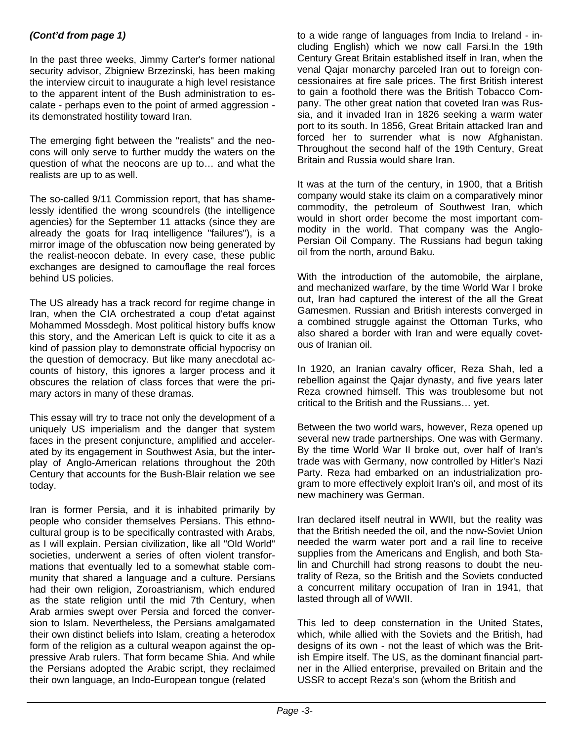***(Cont'd from page 1)***

In the past three weeks, Jimmy Carter's former national security advisor, Zbigniew Brzezinski, has been making the interview circuit to inaugurate a high level resistance to the apparent intent of the Bush administration to escalate - perhaps even to the point of armed aggression - its demonstrated hostility toward Iran.

The emerging fight between the "realists" and the neocons will only serve to further muddy the waters on the question of what the neocons are up to… and what the realists are up to as well.

The so-called 9/11 Commission report, that has shamelessly identified the wrong scoundrels (the intelligence agencies) for the September 11 attacks (since they are already the goats for Iraq intelligence "failures"), is a mirror image of the obfuscation now being generated by the realist-neocon debate. In every case, these public exchanges are designed to camouflage the real forces behind US policies.

The US already has a track record for regime change in Iran, when the CIA orchestrated a coup d'etat against Mohammed Mossdegh. Most political history buffs know this story, and the American Left is quick to cite it as a kind of passion play to demonstrate official hypocrisy on the question of democracy. But like many anecdotal accounts of history, this ignores a larger process and it obscures the relation of class forces that were the primary actors in many of these dramas.

This essay will try to trace not only the development of a uniquely US imperialism and the danger that system faces in the present conjuncture, amplified and accelerated by its engagement in Southwest Asia, but the interplay of Anglo-American relations throughout the 20th Century that accounts for the Bush-Blair relation we see today.

Iran is former Persia, and it is inhabited primarily by people who consider themselves Persians. This ethnocultural group is to be specifically contrasted with Arabs, as I will explain. Persian civilization, like all "Old World" societies, underwent a series of often violent transformations that eventually led to a somewhat stable community that shared a language and a culture. Persians had their own religion, Zoroastrianism, which endured as the state religion until the mid 7th Century, when Arab armies swept over Persia and forced the conversion to Islam. Nevertheless, the Persians amalgamated their own distinct beliefs into Islam, creating a heterodox form of the religion as a cultural weapon against the oppressive Arab rulers. That form became Shia. And while the Persians adopted the Arabic script, they reclaimed their own language, an Indo-European tongue (related to a wide range of languages from India to Ireland - including English) which we now call Farsi.In the 19th Century Great Britain established itself in Iran, when the venal Qajar monarchy parceled Iran out to foreign concessionaires at fire sale prices. The first British interest to gain a foothold there was the British Tobacco Company. The other great nation that coveted Iran was Russia, and it invaded Iran in 1826 seeking a warm water port to its south. In 1856, Great Britain attacked Iran and forced her to surrender what is now Afghanistan. Throughout the second half of the 19th Century, Great Britain and Russia would share Iran.

It was at the turn of the century, in 1900, that a British company would stake its claim on a comparatively minor commodity, the petroleum of Southwest Iran, which would in short order become the most important commodity in the world. That company was the Anglo-Persian Oil Company. The Russians had begun taking oil from the north, around Baku.

With the introduction of the automobile, the airplane, and mechanized warfare, by the time World War I broke out, Iran had captured the interest of the all the Great Gamesmen. Russian and British interests converged in a combined struggle against the Ottoman Turks, who also shared a border with Iran and were equally covetous of Iranian oil.

In 1920, an Iranian cavalry officer, Reza Shah, led a rebellion against the Qajar dynasty, and five years later Reza crowned himself. This was troublesome but not critical to the British and the Russians… yet.

Between the two world wars, however, Reza opened up several new trade partnerships. One was with Germany. By the time World War II broke out, over half of Iran's trade was with Germany, now controlled by Hitler's Nazi Party. Reza had embarked on an industrialization program to more effectively exploit Iran's oil, and most of its new machinery was German.

Iran declared itself neutral in WWII, but the reality was that the British needed the oil, and the now-Soviet Union needed the warm water port and a rail line to receive supplies from the Americans and English, and both Stalin and Churchill had strong reasons to doubt the neutrality of Reza, so the British and the Soviets conducted a concurrent military occupation of Iran in 1941, that lasted through all of WWII.

This led to deep consternation in the United States, which, while allied with the Soviets and the British, had designs of its own - not the least of which was the British Empire itself. The US, as the dominant financial partner in the Allied enterprise, prevailed on Britain and the USSR to accept Reza's son (whom the British and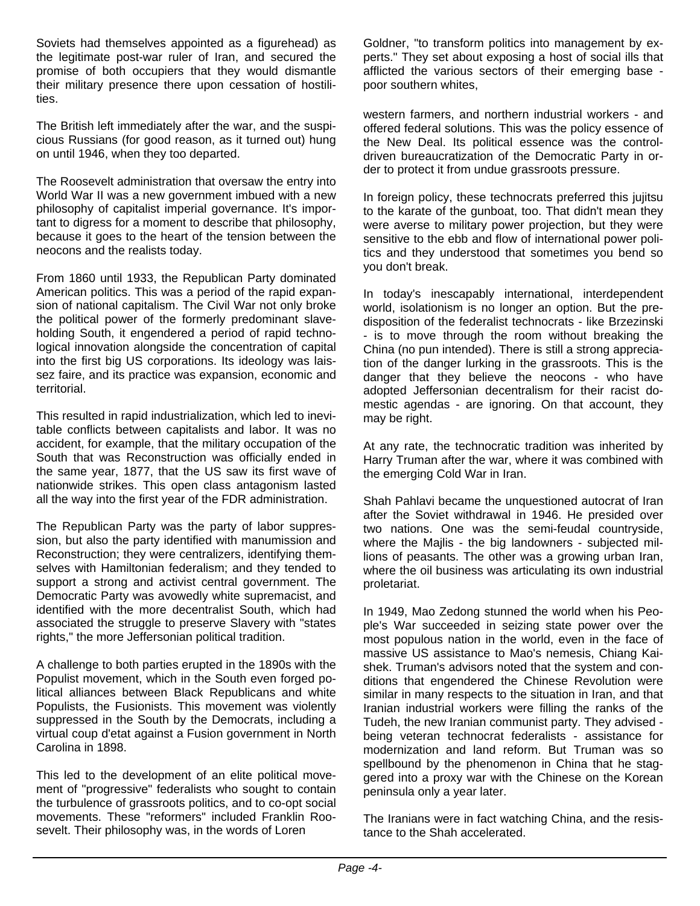Soviets had themselves appointed as a figurehead) as the legitimate post-war ruler of Iran, and secured the promise of both occupiers that they would dismantle their military presence there upon cessation of hostilities.

The British left immediately after the war, and the suspicious Russians (for good reason, as it turned out) hung on until 1946, when they too departed.

The Roosevelt administration that oversaw the entry into World War II was a new government imbued with a new philosophy of capitalist imperial governance. It's important to digress for a moment to describe that philosophy, because it goes to the heart of the tension between the neocons and the realists today.

From 1860 until 1933, the Republican Party dominated American politics. This was a period of the rapid expansion of national capitalism. The Civil War not only broke the political power of the formerly predominant slave-holding South, it engendered a period of rapid technological innovation alongside the concentration of capital into the first big US corporations. Its ideology was laissez faire, and its practice was expansion, economic and territorial.

This resulted in rapid industrialization, which led to inevitable conflicts between capitalists and labor. It was no accident, for example, that the military occupation of the South that was Reconstruction was officially ended in the same year, 1877, that the US saw its first wave of nationwide strikes. This open class antagonism lasted all the way into the first year of the FDR administration.

The Republican Party was the party of labor suppression, but also the party identified with manumission and Reconstruction; they were centralizers, identifying themselves with Hamiltonian federalism; and they tended to support a strong and activist central government. The Democratic Party was avowedly white supremacist, and identified with the more decentralist South, which had associated the struggle to preserve Slavery with "states rights," the more Jeffersonian political tradition.

A challenge to both parties erupted in the 1890s with the Populist movement, which in the South even forged political alliances between Black Republicans and white Populists, the Fusionists. This movement was violently suppressed in the South by the Democrats, including a virtual coup d'etat against a Fusion government in North Carolina in 1898.

This led to the development of an elite political movement of "progressive" federalists who sought to contain the turbulence of grassroots politics, and to co-opt social movements. These "reformers" included Franklin Roosevelt. Their philosophy was, in the words of Loren Goldner, "to transform politics into management by experts." They set about exposing a host of social ills that afflicted the various sectors of their emerging base - poor southern whites,

western farmers, and northern industrial workers - and offered federal solutions. This was the policy essence of the New Deal. Its political essence was the control-driven bureaucratization of the Democratic Party in order to protect it from undue grassroots pressure.

In foreign policy, these technocrats preferred this jujitsu to the karate of the gunboat, too. That didn't mean they were averse to military power projection, but they were sensitive to the ebb and flow of international power politics and they understood that sometimes you bend so you don't break.

In today's inescapably international, interdependent world, isolationism is no longer an option. But the predisposition of the federalist technocrats - like Brzezinski - is to move through the room without breaking the China (no pun intended). There is still a strong appreciation of the danger lurking in the grassroots. This is the danger that they believe the neocons - who have adopted Jeffersonian decentralism for their racist domestic agendas - are ignoring. On that account, they may be right.

At any rate, the technocratic tradition was inherited by Harry Truman after the war, where it was combined with the emerging Cold War in Iran.

Shah Pahlavi became the unquestioned autocrat of Iran after the Soviet withdrawal in 1946. He presided over two nations. One was the semi-feudal countryside, where the Majlis - the big landowners - subjected millions of peasants. The other was a growing urban Iran, where the oil business was articulating its own industrial proletariat.

In 1949, Mao Zedong stunned the world when his People's War succeeded in seizing state power over the most populous nation in the world, even in the face of massive US assistance to Mao's nemesis, Chiang Kai-shek. Truman's advisors noted that the system and conditions that engendered the Chinese Revolution were similar in many respects to the situation in Iran, and that Iranian industrial workers were filling the ranks of the Tudeh, the new Iranian communist party. They advised - being veteran technocrat federalists - assistance for modernization and land reform. But Truman was so spellbound by the phenomenon in China that he staggered into a proxy war with the Chinese on the Korean peninsula only a year later.

The Iranians were in fact watching China, and the resistance to the Shah accelerated.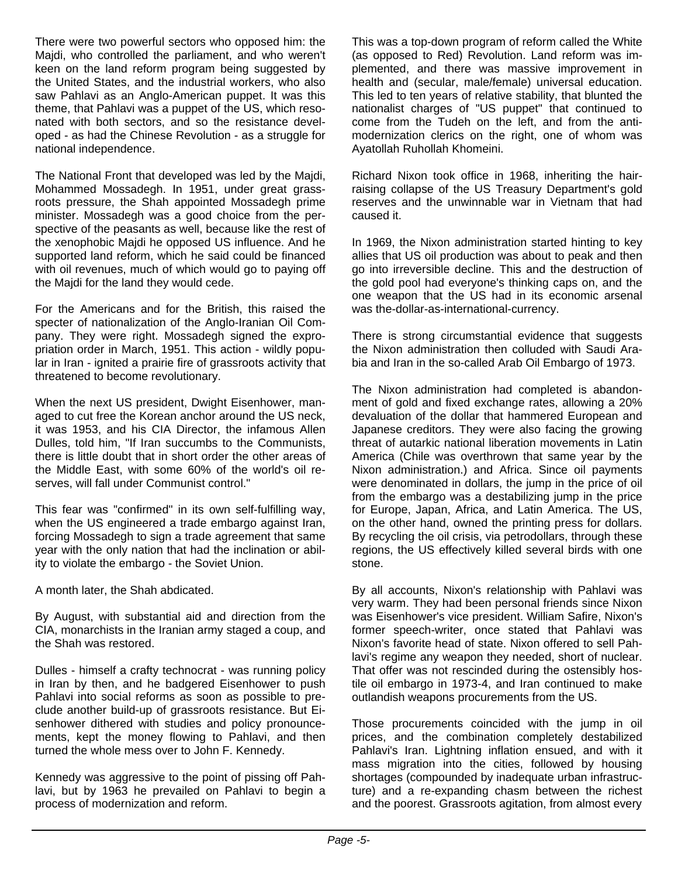There were two powerful sectors who opposed him: the Majdi, who controlled the parliament, and who weren't keen on the land reform program being suggested by the United States, and the industrial workers, who also saw Pahlavi as an Anglo-American puppet. It was this theme, that Pahlavi was a puppet of the US, which resonated with both sectors, and so the resistance developed - as had the Chinese Revolution - as a struggle for national independence.

The National Front that developed was led by the Majdi, Mohammed Mossadegh. In 1951, under great grassroots pressure, the Shah appointed Mossadegh prime minister. Mossadegh was a good choice from the perspective of the peasants as well, because like the rest of the xenophobic Majdi he opposed US influence. And he supported land reform, which he said could be financed with oil revenues, much of which would go to paying off the Majdi for the land they would cede.

For the Americans and for the British, this raised the specter of nationalization of the Anglo-Iranian Oil Company. They were right. Mossadegh signed the expropriation order in March, 1951. This action - wildly popular in Iran - ignited a prairie fire of grassroots activity that threatened to become revolutionary.

When the next US president, Dwight Eisenhower, managed to cut free the Korean anchor around the US neck, it was 1953, and his CIA Director, the infamous Allen Dulles, told him, "If Iran succumbs to the Communists, there is little doubt that in short order the other areas of the Middle East, with some 60% of the world's oil reserves, will fall under Communist control."

This fear was "confirmed" in its own self-fulfilling way, when the US engineered a trade embargo against Iran, forcing Mossadegh to sign a trade agreement that same year with the only nation that had the inclination or ability to violate the embargo - the Soviet Union.

A month later, the Shah abdicated.

By August, with substantial aid and direction from the CIA, monarchists in the Iranian army staged a coup, and the Shah was restored.

Dulles - himself a crafty technocrat - was running policy in Iran by then, and he badgered Eisenhower to push Pahlavi into social reforms as soon as possible to preclude another build-up of grassroots resistance. But Eisenhower dithered with studies and policy pronouncements, kept the money flowing to Pahlavi, and then turned the whole mess over to John F. Kennedy.

Kennedy was aggressive to the point of pissing off Pahlavi, but by 1963 he prevailed on Pahlavi to begin a process of modernization and reform.

This was a top-down program of reform called the White (as opposed to Red) Revolution. Land reform was implemented, and there was massive improvement in health and (secular, male/female) universal education. This led to ten years of relative stability, that blunted the nationalist charges of "US puppet" that continued to come from the Tudeh on the left, and from the anti-modernization clerics on the right, one of whom was Ayatollah Ruhollah Khomeini.

Richard Nixon took office in 1968, inheriting the hair-raising collapse of the US Treasury Department's gold reserves and the unwinnable war in Vietnam that had caused it.

In 1969, the Nixon administration started hinting to key allies that US oil production was about to peak and then go into irreversible decline. This and the destruction of the gold pool had everyone's thinking caps on, and the one weapon that the US had in its economic arsenal was the-dollar-as-international-currency.

There is strong circumstantial evidence that suggests the Nixon administration then colluded with Saudi Arabia and Iran in the so-called Arab Oil Embargo of 1973.

The Nixon administration had completed is abandonment of gold and fixed exchange rates, allowing a 20% devaluation of the dollar that hammered European and Japanese creditors. They were also facing the growing threat of autarkic national liberation movements in Latin America (Chile was overthrown that same year by the Nixon administration.) and Africa. Since oil payments were denominated in dollars, the jump in the price of oil from the embargo was a destabilizing jump in the price for Europe, Japan, Africa, and Latin America. The US, on the other hand, owned the printing press for dollars. By recycling the oil crisis, via petrodollars, through these regions, the US effectively killed several birds with one stone.

By all accounts, Nixon's relationship with Pahlavi was very warm. They had been personal friends since Nixon was Eisenhower's vice president. William Safire, Nixon's former speech-writer, once stated that Pahlavi was Nixon's favorite head of state. Nixon offered to sell Pahlavi's regime any weapon they needed, short of nuclear. That offer was not rescinded during the ostensibly hostile oil embargo in 1973-4, and Iran continued to make outlandish weapons procurements from the US.

Those procurements coincided with the jump in oil prices, and the combination completely destabilized Pahlavi's Iran. Lightning inflation ensued, and with it mass migration into the cities, followed by housing shortages (compounded by inadequate urban infrastructure) and a re-expanding chasm between the richest and the poorest. Grassroots agitation, from almost every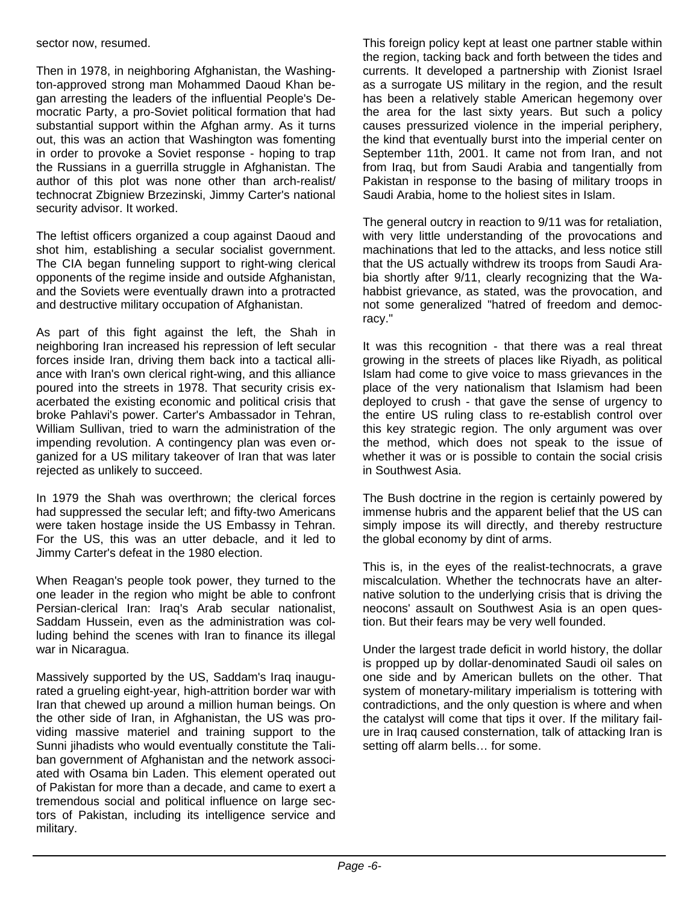sector now, resumed.

Then in 1978, in neighboring Afghanistan, the Washington-approved strong man Mohammed Daoud Khan began arresting the leaders of the influential People's Democratic Party, a pro-Soviet political formation that had substantial support within the Afghan army. As it turns out, this was an action that Washington was fomenting in order to provoke a Soviet response - hoping to trap the Russians in a guerrilla struggle in Afghanistan. The author of this plot was none other than arch-realist/ technocrat Zbigniew Brzezinski, Jimmy Carter's national security advisor. It worked.

The leftist officers organized a coup against Daoud and shot him, establishing a secular socialist government. The CIA began funneling support to right-wing clerical opponents of the regime inside and outside Afghanistan, and the Soviets were eventually drawn into a protracted and destructive military occupation of Afghanistan.

As part of this fight against the left, the Shah in neighboring Iran increased his repression of left secular forces inside Iran, driving them back into a tactical alliance with Iran's own clerical right-wing, and this alliance poured into the streets in 1978. That security crisis exacerbated the existing economic and political crisis that broke Pahlavi's power. Carter's Ambassador in Tehran, William Sullivan, tried to warn the administration of the impending revolution. A contingency plan was even organized for a US military takeover of Iran that was later rejected as unlikely to succeed.

In 1979 the Shah was overthrown; the clerical forces had suppressed the secular left; and fifty-two Americans were taken hostage inside the US Embassy in Tehran. For the US, this was an utter debacle, and it led to Jimmy Carter's defeat in the 1980 election.

When Reagan's people took power, they turned to the one leader in the region who might be able to confront Persian-clerical Iran: Iraq's Arab secular nationalist, Saddam Hussein, even as the administration was colluding behind the scenes with Iran to finance its illegal war in Nicaragua.

Massively supported by the US, Saddam's Iraq inaugurated a grueling eight-year, high-attrition border war with Iran that chewed up around a million human beings. On the other side of Iran, in Afghanistan, the US was providing massive materiel and training support to the Sunni jihadists who would eventually constitute the Taliban government of Afghanistan and the network associated with Osama bin Laden. This element operated out of Pakistan for more than a decade, and came to exert a tremendous social and political influence on large sectors of Pakistan, including its intelligence service and military.

This foreign policy kept at least one partner stable within the region, tacking back and forth between the tides and currents. It developed a partnership with Zionist Israel as a surrogate US military in the region, and the result has been a relatively stable American hegemony over the area for the last sixty years. But such a policy causes pressurized violence in the imperial periphery, the kind that eventually burst into the imperial center on September 11th, 2001. It came not from Iran, and not from Iraq, but from Saudi Arabia and tangentially from Pakistan in response to the basing of military troops in Saudi Arabia, home to the holiest sites in Islam.

The general outcry in reaction to 9/11 was for retaliation, with very little understanding of the provocations and machinations that led to the attacks, and less notice still that the US actually withdrew its troops from Saudi Arabia shortly after 9/11, clearly recognizing that the Wahabbist grievance, as stated, was the provocation, and not some generalized "hatred of freedom and democracy."

It was this recognition - that there was a real threat growing in the streets of places like Riyadh, as political Islam had come to give voice to mass grievances in the place of the very nationalism that Islamism had been deployed to crush - that gave the sense of urgency to the entire US ruling class to re-establish control over this key strategic region. The only argument was over the method, which does not speak to the issue of whether it was or is possible to contain the social crisis in Southwest Asia.

The Bush doctrine in the region is certainly powered by immense hubris and the apparent belief that the US can simply impose its will directly, and thereby restructure the global economy by dint of arms.

This is, in the eyes of the realist-technocrats, a grave miscalculation. Whether the technocrats have an alternative solution to the underlying crisis that is driving the neocons' assault on Southwest Asia is an open question. But their fears may be very well founded.

Under the largest trade deficit in world history, the dollar is propped up by dollar-denominated Saudi oil sales on one side and by American bullets on the other. That system of monetary-military imperialism is tottering with contradictions, and the only question is where and when the catalyst will come that tips it over. If the military failure in Iraq caused consternation, talk of attacking Iran is setting off alarm bells… for some.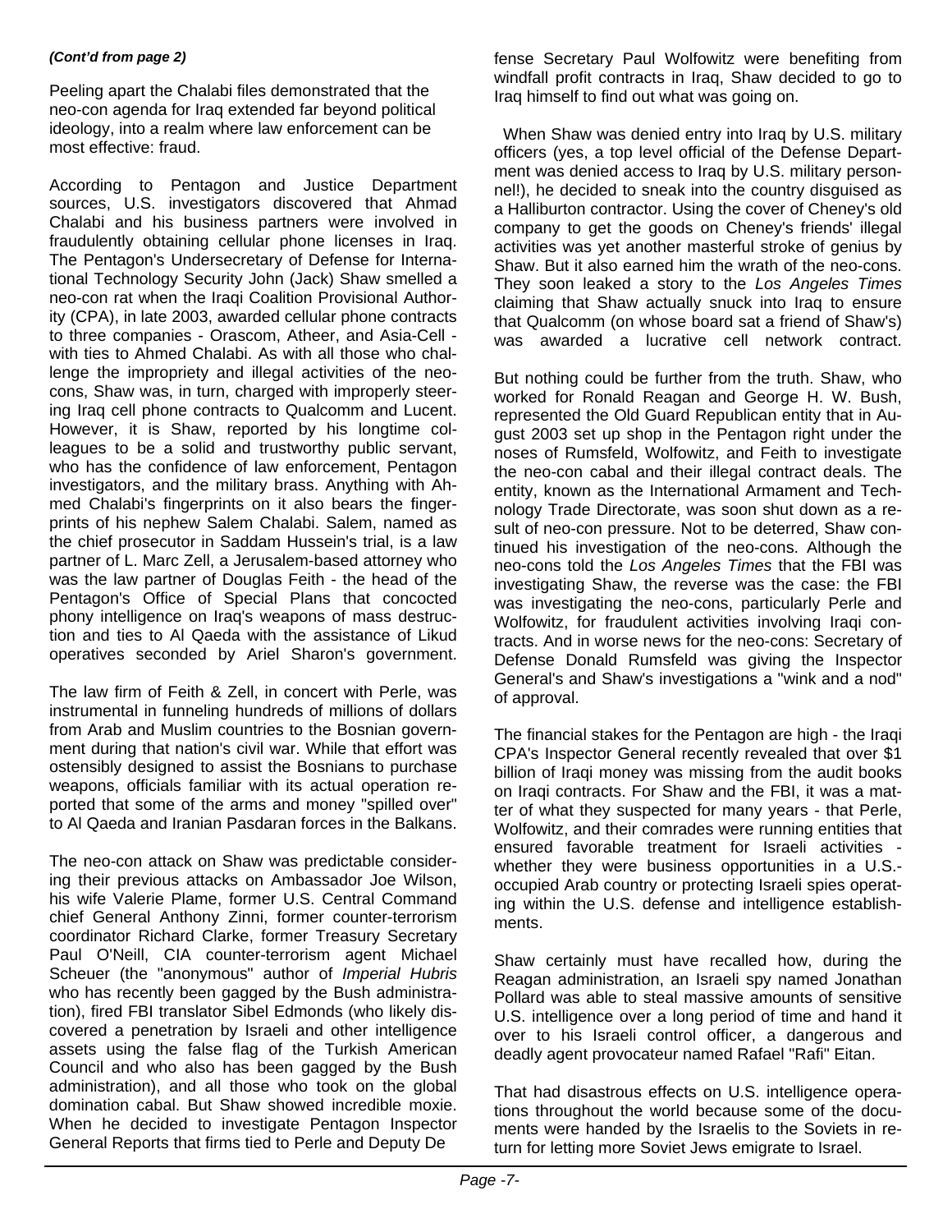*(Cont'd from page 2)*

Peeling apart the Chalabi files demonstrated that the neo-con agenda for Iraq extended far beyond political ideology, into a realm where law enforcement can be most effective: fraud.

According to Pentagon and Justice Department sources, U.S. investigators discovered that Ahmad Chalabi and his business partners were involved in fraudulently obtaining cellular phone licenses in Iraq. The Pentagon's Undersecretary of Defense for International Technology Security John (Jack) Shaw smelled a neo-con rat when the Iraqi Coalition Provisional Authority (CPA), in late 2003, awarded cellular phone contracts to three companies - Orascom, Atheer, and Asia-Cell - with ties to Ahmed Chalabi. As with all those who challenge the impropriety and illegal activities of the neo-cons, Shaw was, in turn, charged with improperly steering Iraq cell phone contracts to Qualcomm and Lucent. However, it is Shaw, reported by his longtime colleagues to be a solid and trustworthy public servant, who has the confidence of law enforcement, Pentagon investigators, and the military brass. Anything with Ahmed Chalabi's fingerprints on it also bears the fingerprints of his nephew Salem Chalabi. Salem, named as the chief prosecutor in Saddam Hussein's trial, is a law partner of L. Marc Zell, a Jerusalem-based attorney who was the law partner of Douglas Feith - the head of the Pentagon's Office of Special Plans that concocted phony intelligence on Iraq's weapons of mass destruction and ties to Al Qaeda with the assistance of Likud operatives seconded by Ariel Sharon's government.

The law firm of Feith & Zell, in concert with Perle, was instrumental in funneling hundreds of millions of dollars from Arab and Muslim countries to the Bosnian government during that nation's civil war. While that effort was ostensibly designed to assist the Bosnians to purchase weapons, officials familiar with its actual operation reported that some of the arms and money "spilled over" to Al Qaeda and Iranian Pasdaran forces in the Balkans.

The neo-con attack on Shaw was predictable considering their previous attacks on Ambassador Joe Wilson, his wife Valerie Plame, former U.S. Central Command chief General Anthony Zinni, former counter-terrorism coordinator Richard Clarke, former Treasury Secretary Paul O'Neill, CIA counter-terrorism agent Michael Scheuer (the "anonymous" author of *Imperial Hubris* who has recently been gagged by the Bush administration), fired FBI translator Sibel Edmonds (who likely discovered a penetration by Israeli and other intelligence assets using the false flag of the Turkish American Council and who also has been gagged by the Bush administration), and all those who took on the global domination cabal. But Shaw showed incredible moxie. When he decided to investigate Pentagon Inspector General Reports that firms tied to Perle and Deputy Defense Secretary Paul Wolfowitz were benefiting from windfall profit contracts in Iraq, Shaw decided to go to Iraq himself to find out what was going on.

When Shaw was denied entry into Iraq by U.S. military officers (yes, a top level official of the Defense Department was denied access to Iraq by U.S. military personnel!), he decided to sneak into the country disguised as a Halliburton contractor. Using the cover of Cheney's old company to get the goods on Cheney's friends' illegal activities was yet another masterful stroke of genius by Shaw. But it also earned him the wrath of the neo-cons. They soon leaked a story to the *Los Angeles Times* claiming that Shaw actually snuck into Iraq to ensure that Qualcomm (on whose board sat a friend of Shaw's) was awarded a lucrative cell network contract.

But nothing could be further from the truth. Shaw, who worked for Ronald Reagan and George H. W. Bush, represented the Old Guard Republican entity that in August 2003 set up shop in the Pentagon right under the noses of Rumsfeld, Wolfowitz, and Feith to investigate the neo-con cabal and their illegal contract deals. The entity, known as the International Armament and Technology Trade Directorate, was soon shut down as a result of neo-con pressure. Not to be deterred, Shaw continued his investigation of the neo-cons. Although the neo-cons told the *Los Angeles Times* that the FBI was investigating Shaw, the reverse was the case: the FBI was investigating the neo-cons, particularly Perle and Wolfowitz, for fraudulent activities involving Iraqi contracts. And in worse news for the neo-cons: Secretary of Defense Donald Rumsfeld was giving the Inspector General's and Shaw's investigations a "wink and a nod" of approval.

The financial stakes for the Pentagon are high - the Iraqi CPA's Inspector General recently revealed that over $1 billion of Iraqi money was missing from the audit books on Iraqi contracts. For Shaw and the FBI, it was a matter of what they suspected for many years - that Perle, Wolfowitz, and their comrades were running entities that ensured favorable treatment for Israeli activities - whether they were business opportunities in a U.S.-occupied Arab country or protecting Israeli spies operating within the U.S. defense and intelligence establishments.

Shaw certainly must have recalled how, during the Reagan administration, an Israeli spy named Jonathan Pollard was able to steal massive amounts of sensitive U.S. intelligence over a long period of time and hand it over to his Israeli control officer, a dangerous and deadly agent provocateur named Rafael "Rafi" Eitan.

That had disastrous effects on U.S. intelligence operations throughout the world because some of the documents were handed by the Israelis to the Soviets in return for letting more Soviet Jews emigrate to Israel.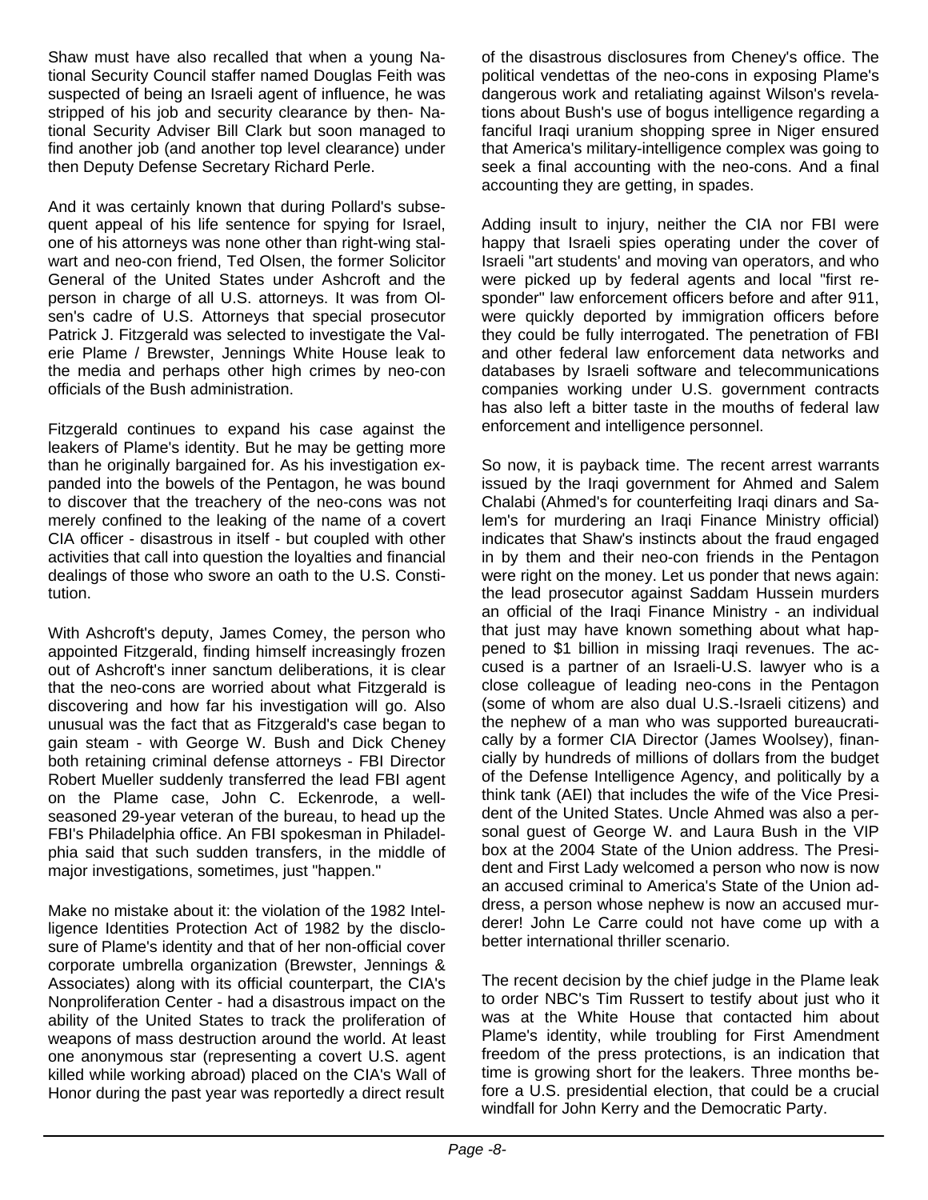Shaw must have also recalled that when a young National Security Council staffer named Douglas Feith was suspected of being an Israeli agent of influence, he was stripped of his job and security clearance by then- National Security Adviser Bill Clark but soon managed to find another job (and another top level clearance) under then Deputy Defense Secretary Richard Perle.

And it was certainly known that during Pollard's subsequent appeal of his life sentence for spying for Israel, one of his attorneys was none other than right-wing stalwart and neo-con friend, Ted Olsen, the former Solicitor General of the United States under Ashcroft and the person in charge of all U.S. attorneys. It was from Olsen's cadre of U.S. Attorneys that special prosecutor Patrick J. Fitzgerald was selected to investigate the Valerie Plame / Brewster, Jennings White House leak to the media and perhaps other high crimes by neo-con officials of the Bush administration.

Fitzgerald continues to expand his case against the leakers of Plame's identity. But he may be getting more than he originally bargained for. As his investigation expanded into the bowels of the Pentagon, he was bound to discover that the treachery of the neo-cons was not merely confined to the leaking of the name of a covert CIA officer - disastrous in itself - but coupled with other activities that call into question the loyalties and financial dealings of those who swore an oath to the U.S. Constitution.

With Ashcroft's deputy, James Comey, the person who appointed Fitzgerald, finding himself increasingly frozen out of Ashcroft's inner sanctum deliberations, it is clear that the neo-cons are worried about what Fitzgerald is discovering and how far his investigation will go. Also unusual was the fact that as Fitzgerald's case began to gain steam - with George W. Bush and Dick Cheney both retaining criminal defense attorneys - FBI Director Robert Mueller suddenly transferred the lead FBI agent on the Plame case, John C. Eckenrode, a well-seasoned 29-year veteran of the bureau, to head up the FBI's Philadelphia office. An FBI spokesman in Philadelphia said that such sudden transfers, in the middle of major investigations, sometimes, just "happen."

Make no mistake about it: the violation of the 1982 Intelligence Identities Protection Act of 1982 by the disclosure of Plame's identity and that of her non-official cover corporate umbrella organization (Brewster, Jennings & Associates) along with its official counterpart, the CIA's Nonproliferation Center - had a disastrous impact on the ability of the United States to track the proliferation of weapons of mass destruction around the world. At least one anonymous star (representing a covert U.S. agent killed while working abroad) placed on the CIA's Wall of Honor during the past year was reportedly a direct result of the disastrous disclosures from Cheney's office. The political vendettas of the neo-cons in exposing Plame's dangerous work and retaliating against Wilson's revelations about Bush's use of bogus intelligence regarding a fanciful Iraqi uranium shopping spree in Niger ensured that America's military-intelligence complex was going to seek a final accounting with the neo-cons. And a final accounting they are getting, in spades.

Adding insult to injury, neither the CIA nor FBI were happy that Israeli spies operating under the cover of Israeli "art students' and moving van operators, and who were picked up by federal agents and local "first responder" law enforcement officers before and after 911, were quickly deported by immigration officers before they could be fully interrogated. The penetration of FBI and other federal law enforcement data networks and databases by Israeli software and telecommunications companies working under U.S. government contracts has also left a bitter taste in the mouths of federal law enforcement and intelligence personnel.

So now, it is payback time. The recent arrest warrants issued by the Iraqi government for Ahmed and Salem Chalabi (Ahmed's for counterfeiting Iraqi dinars and Salem's for murdering an Iraqi Finance Ministry official) indicates that Shaw's instincts about the fraud engaged in by them and their neo-con friends in the Pentagon were right on the money. Let us ponder that news again: the lead prosecutor against Saddam Hussein murders an official of the Iraqi Finance Ministry - an individual that just may have known something about what happened to $1 billion in missing Iraqi revenues. The accused is a partner of an Israeli-U.S. lawyer who is a close colleague of leading neo-cons in the Pentagon (some of whom are also dual U.S.-Israeli citizens) and the nephew of a man who was supported bureaucratically by a former CIA Director (James Woolsey), financially by hundreds of millions of dollars from the budget of the Defense Intelligence Agency, and politically by a think tank (AEI) that includes the wife of the Vice President of the United States. Uncle Ahmed was also a personal guest of George W. and Laura Bush in the VIP box at the 2004 State of the Union address. The President and First Lady welcomed a person who now is now an accused criminal to America's State of the Union address, a person whose nephew is now an accused murderer! John Le Carre could not have come up with a better international thriller scenario.

The recent decision by the chief judge in the Plame leak to order NBC's Tim Russert to testify about just who it was at the White House that contacted him about Plame's identity, while troubling for First Amendment freedom of the press protections, is an indication that time is growing short for the leakers. Three months before a U.S. presidential election, that could be a crucial windfall for John Kerry and the Democratic Party.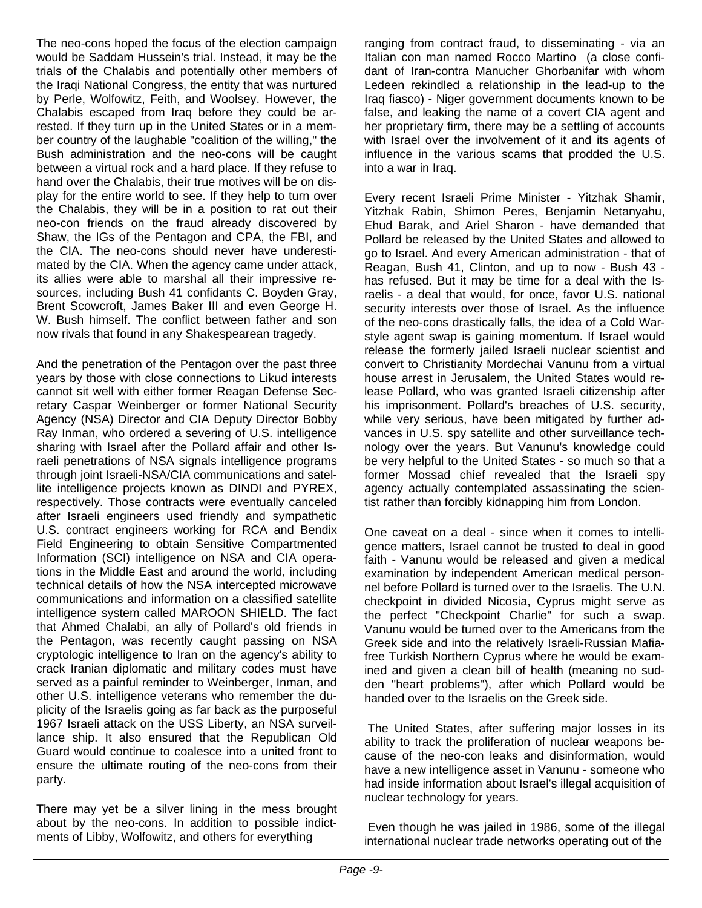The neo-cons hoped the focus of the election campaign would be Saddam Hussein's trial. Instead, it may be the trials of the Chalabis and potentially other members of the Iraqi National Congress, the entity that was nurtured by Perle, Wolfowitz, Feith, and Woolsey. However, the Chalabis escaped from Iraq before they could be arrested. If they turn up in the United States or in a member country of the laughable "coalition of the willing," the Bush administration and the neo-cons will be caught between a virtual rock and a hard place. If they refuse to hand over the Chalabis, their true motives will be on display for the entire world to see. If they help to turn over the Chalabis, they will be in a position to rat out their neo-con friends on the fraud already discovered by Shaw, the IGs of the Pentagon and CPA, the FBI, and the CIA. The neo-cons should never have underestimated by the CIA. When the agency came under attack, its allies were able to marshal all their impressive resources, including Bush 41 confidants C. Boyden Gray, Brent Scowcroft, James Baker III and even George H. W. Bush himself. The conflict between father and son now rivals that found in any Shakespearean tragedy.

And the penetration of the Pentagon over the past three years by those with close connections to Likud interests cannot sit well with either former Reagan Defense Secretary Caspar Weinberger or former National Security Agency (NSA) Director and CIA Deputy Director Bobby Ray Inman, who ordered a severing of U.S. intelligence sharing with Israel after the Pollard affair and other Israeli penetrations of NSA signals intelligence programs through joint Israeli-NSA/CIA communications and satellite intelligence projects known as DINDI and PYREX, respectively. Those contracts were eventually canceled after Israeli engineers used friendly and sympathetic U.S. contract engineers working for RCA and Bendix Field Engineering to obtain Sensitive Compartmented Information (SCI) intelligence on NSA and CIA operations in the Middle East and around the world, including technical details of how the NSA intercepted microwave communications and information on a classified satellite intelligence system called MAROON SHIELD. The fact that Ahmed Chalabi, an ally of Pollard's old friends in the Pentagon, was recently caught passing on NSA cryptologic intelligence to Iran on the agency's ability to crack Iranian diplomatic and military codes must have served as a painful reminder to Weinberger, Inman, and other U.S. intelligence veterans who remember the duplicity of the Israelis going as far back as the purposeful 1967 Israeli attack on the USS Liberty, an NSA surveillance ship. It also ensured that the Republican Old Guard would continue to coalesce into a united front to ensure the ultimate routing of the neo-cons from their party.

There may yet be a silver lining in the mess brought about by the neo-cons. In addition to possible indictments of Libby, Wolfowitz, and others for everything ranging from contract fraud, to disseminating - via an Italian con man named Rocco Martino (a close confidant of Iran-contra Manucher Ghorbanifar with whom Ledeen rekindled a relationship in the lead-up to the Iraq fiasco) - Niger government documents known to be false, and leaking the name of a covert CIA agent and her proprietary firm, there may be a settling of accounts with Israel over the involvement of it and its agents of influence in the various scams that prodded the U.S. into a war in Iraq.

Every recent Israeli Prime Minister - Yitzhak Shamir, Yitzhak Rabin, Shimon Peres, Benjamin Netanyahu, Ehud Barak, and Ariel Sharon - have demanded that Pollard be released by the United States and allowed to go to Israel. And every American administration - that of Reagan, Bush 41, Clinton, and up to now - Bush 43 - has refused. But it may be time for a deal with the Israelis - a deal that would, for once, favor U.S. national security interests over those of Israel. As the influence of the neo-cons drastically falls, the idea of a Cold War-style agent swap is gaining momentum. If Israel would release the formerly jailed Israeli nuclear scientist and convert to Christianity Mordechai Vanunu from a virtual house arrest in Jerusalem, the United States would release Pollard, who was granted Israeli citizenship after his imprisonment. Pollard's breaches of U.S. security, while very serious, have been mitigated by further advances in U.S. spy satellite and other surveillance technology over the years. But Vanunu's knowledge could be very helpful to the United States - so much so that a former Mossad chief revealed that the Israeli spy agency actually contemplated assassinating the scientist rather than forcibly kidnapping him from London.

One caveat on a deal - since when it comes to intelligence matters, Israel cannot be trusted to deal in good faith - Vanunu would be released and given a medical examination by independent American medical personnel before Pollard is turned over to the Israelis. The U.N. checkpoint in divided Nicosia, Cyprus might serve as the perfect "Checkpoint Charlie" for such a swap. Vanunu would be turned over to the Americans from the Greek side and into the relatively Israeli-Russian Mafia-free Turkish Northern Cyprus where he would be examined and given a clean bill of health (meaning no sudden "heart problems"), after which Pollard would be handed over to the Israelis on the Greek side.

The United States, after suffering major losses in its ability to track the proliferation of nuclear weapons because of the neo-con leaks and disinformation, would have a new intelligence asset in Vanunu - someone who had inside information about Israel's illegal acquisition of nuclear technology for years.

Even though he was jailed in 1986, some of the illegal international nuclear trade networks operating out of the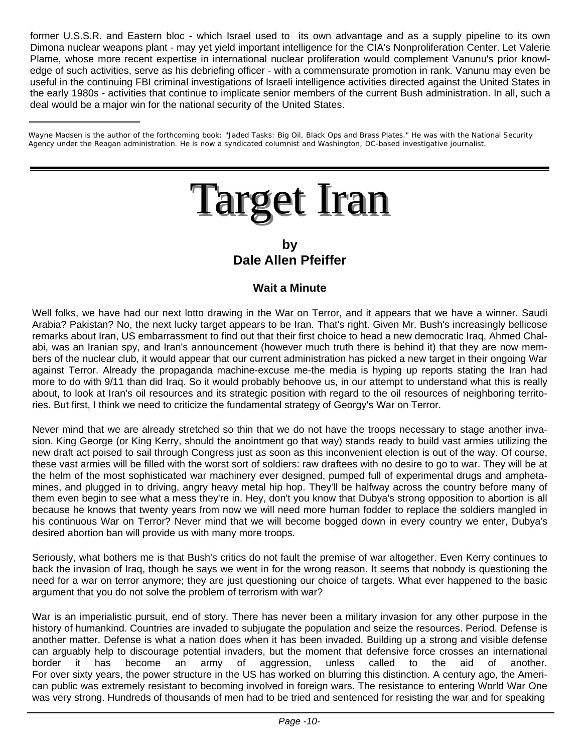former U.S.S.R. and Eastern bloc - which Israel used to its own advantage and as a supply pipeline to its own Dimona nuclear weapons plant - may yet yield important intelligence for the CIA's Nonproliferation Center. Let Valerie Plame, whose more recent expertise in international nuclear proliferation would complement Vanunu's prior knowledge of such activities, serve as his debriefing officer - with a commensurate promotion in rank. Vanunu may even be useful in the continuing FBI criminal investigations of Israeli intelligence activities directed against the United States in the early 1980s - activities that continue to implicate senior members of the current Bush administration. In all, such a deal would be a major win for the national security of the United States.

---

*Wayne Madsen is the author of the forthcoming book: "Jaded Tasks: Big Oil, Black Ops and Brass Plates." He was with the National Security Agency under the Reagan administration. He is now a syndicated columnist and Washington, DC-based investigative journalist.*

---

# Target Iran

**by**
**Dale Allen Pfeiffer**

### Wait a Minute

Well folks, we have had our next lotto drawing in the War on Terror, and it appears that we have a winner. Saudi Arabia? Pakistan? No, the next lucky target appears to be Iran. That's right. Given Mr. Bush's increasingly bellicose remarks about Iran, US embarrassment to find out that their first choice to head a new democratic Iraq, Ahmed Chalabi, was an Iranian spy, and Iran's announcement (however much truth there is behind it) that they are now members of the nuclear club, it would appear that our current administration has picked a new target in their ongoing War against Terror. Already the propaganda machine-excuse me-the media is hyping up reports stating the Iran had more to do with 9/11 than did Iraq. So it would probably behoove us, in our attempt to understand what this is really about, to look at Iran's oil resources and its strategic position with regard to the oil resources of neighboring territories. But first, I think we need to criticize the fundamental strategy of Georgy's War on Terror.

Never mind that we are already stretched so thin that we do not have the troops necessary to stage another invasion. King George (or King Kerry, should the anointment go that way) stands ready to build vast armies utilizing the new draft act poised to sail through Congress just as soon as this inconvenient election is out of the way. Of course, these vast armies will be filled with the worst sort of soldiers: raw draftees with no desire to go to war. They will be at the helm of the most sophisticated war machinery ever designed, pumped full of experimental drugs and amphetamines, and plugged in to driving, angry heavy metal hip hop. They'll be halfway across the country before many of them even begin to see what a mess they're in. Hey, don't you know that Dubya's strong opposition to abortion is all because he knows that twenty years from now we will need more human fodder to replace the soldiers mangled in his continuous War on Terror? Never mind that we will become bogged down in every country we enter, Dubya's desired abortion ban will provide us with many more troops.

Seriously, what bothers me is that Bush's critics do not fault the premise of war altogether. Even Kerry continues to back the invasion of Iraq, though he says we went in for the wrong reason. It seems that nobody is questioning the need for a war on terror anymore; they are just questioning our choice of targets. What ever happened to the basic argument that you do not solve the problem of terrorism with war?

War is an imperialistic pursuit, end of story. There has never been a military invasion for any other purpose in the history of humankind. Countries are invaded to subjugate the population and seize the resources. Period. Defense is another matter. Defense is what a nation does when it has been invaded. Building up a strong and visible defense can arguably help to discourage potential invaders, but the moment that defensive force crosses an international border it has become an army of aggression, unless called to the aid of another.
For over sixty years, the power structure in the US has worked on blurring this distinction. A century ago, the American public was extremely resistant to becoming involved in foreign wars. The resistance to entering World War One was very strong. Hundreds of thousands of men had to be tried and sentenced for resisting the war and for speaking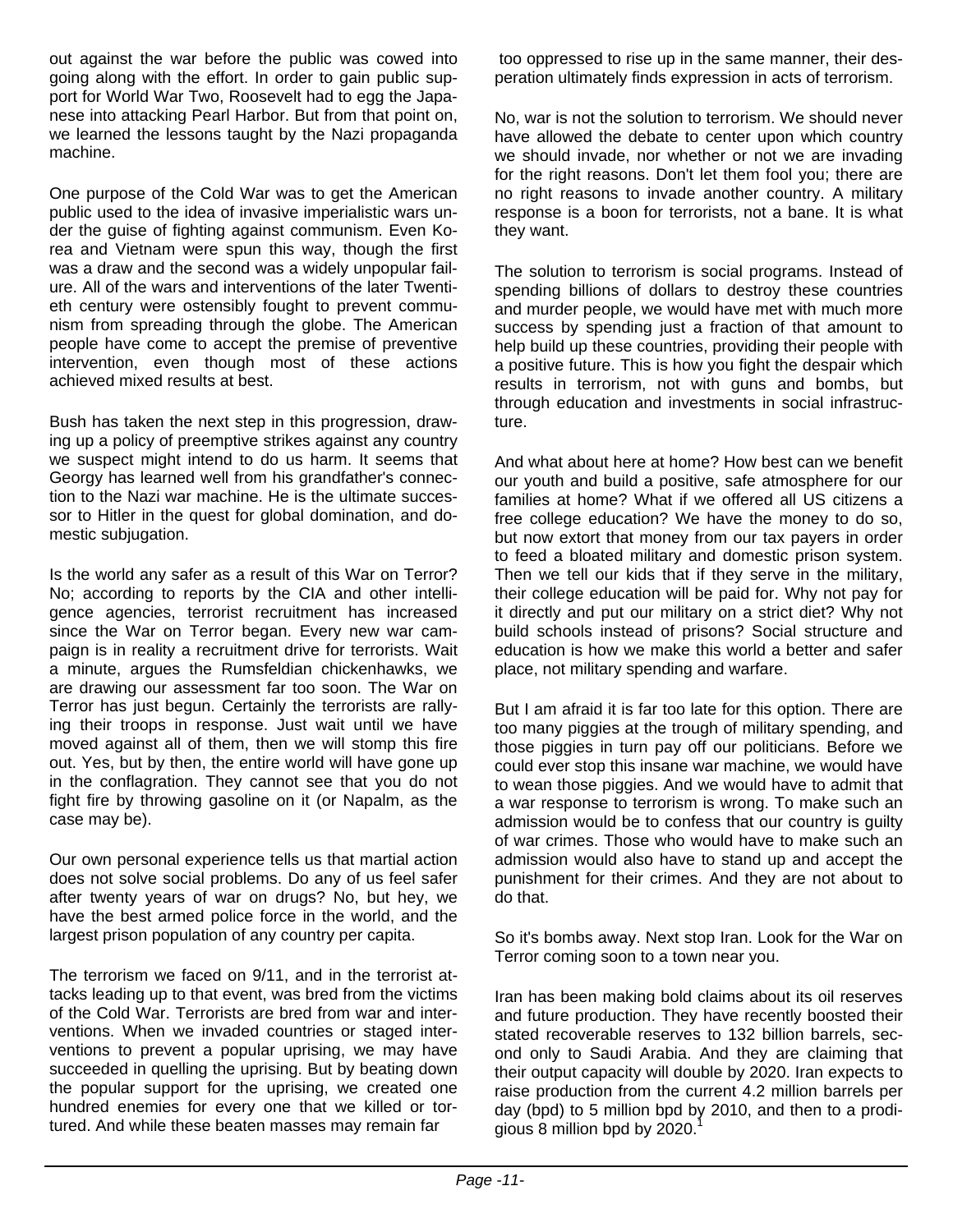out against the war before the public was cowed into going along with the effort. In order to gain public support for World War Two, Roosevelt had to egg the Japanese into attacking Pearl Harbor. But from that point on, we learned the lessons taught by the Nazi propaganda machine.

One purpose of the Cold War was to get the American public used to the idea of invasive imperialistic wars under the guise of fighting against communism. Even Korea and Vietnam were spun this way, though the first was a draw and the second was a widely unpopular failure. All of the wars and interventions of the later Twentieth century were ostensibly fought to prevent communism from spreading through the globe. The American people have come to accept the premise of preventive intervention, even though most of these actions achieved mixed results at best.

Bush has taken the next step in this progression, drawing up a policy of preemptive strikes against any country we suspect might intend to do us harm. It seems that Georgy has learned well from his grandfather's connection to the Nazi war machine. He is the ultimate successor to Hitler in the quest for global domination, and domestic subjugation.

Is the world any safer as a result of this War on Terror? No; according to reports by the CIA and other intelligence agencies, terrorist recruitment has increased since the War on Terror began. Every new war campaign is in reality a recruitment drive for terrorists. Wait a minute, argues the Rumsfeldian chickenhawks, we are drawing our assessment far too soon. The War on Terror has just begun. Certainly the terrorists are rallying their troops in response. Just wait until we have moved against all of them, then we will stomp this fire out. Yes, but by then, the entire world will have gone up in the conflagration. They cannot see that you do not fight fire by throwing gasoline on it (or Napalm, as the case may be).

Our own personal experience tells us that martial action does not solve social problems. Do any of us feel safer after twenty years of war on drugs? No, but hey, we have the best armed police force in the world, and the largest prison population of any country per capita.

The terrorism we faced on 9/11, and in the terrorist attacks leading up to that event, was bred from the victims of the Cold War. Terrorists are bred from war and interventions. When we invaded countries or staged interventions to prevent a popular uprising, we may have succeeded in quelling the uprising. But by beating down the popular support for the uprising, we created one hundred enemies for every one that we killed or tortured. And while these beaten masses may remain far too oppressed to rise up in the same manner, their desperation ultimately finds expression in acts of terrorism.

No, war is not the solution to terrorism. We should never have allowed the debate to center upon which country we should invade, nor whether or not we are invading for the right reasons. Don't let them fool you; there are no right reasons to invade another country. A military response is a boon for terrorists, not a bane. It is what they want.

The solution to terrorism is social programs. Instead of spending billions of dollars to destroy these countries and murder people, we would have met with much more success by spending just a fraction of that amount to help build up these countries, providing their people with a positive future. This is how you fight the despair which results in terrorism, not with guns and bombs, but through education and investments in social infrastructure.

And what about here at home? How best can we benefit our youth and build a positive, safe atmosphere for our families at home? What if we offered all US citizens a free college education? We have the money to do so, but now extort that money from our tax payers in order to feed a bloated military and domestic prison system. Then we tell our kids that if they serve in the military, their college education will be paid for. Why not pay for it directly and put our military on a strict diet? Why not build schools instead of prisons? Social structure and education is how we make this world a better and safer place, not military spending and warfare.

But I am afraid it is far too late for this option. There are too many piggies at the trough of military spending, and those piggies in turn pay off our politicians. Before we could ever stop this insane war machine, we would have to wean those piggies. And we would have to admit that a war response to terrorism is wrong. To make such an admission would be to confess that our country is guilty of war crimes. Those who would have to make such an admission would also have to stand up and accept the punishment for their crimes. And they are not about to do that.

So it's bombs away. Next stop Iran. Look for the War on Terror coming soon to a town near you.

Iran has been making bold claims about its oil reserves and future production. They have recently boosted their stated recoverable reserves to 132 billion barrels, second only to Saudi Arabia. And they are claiming that their output capacity will double by 2020. Iran expects to raise production from the current 4.2 million barrels per day (bpd) to 5 million bpd by 2010, and then to a prodigious 8 million bpd by 2020.[1]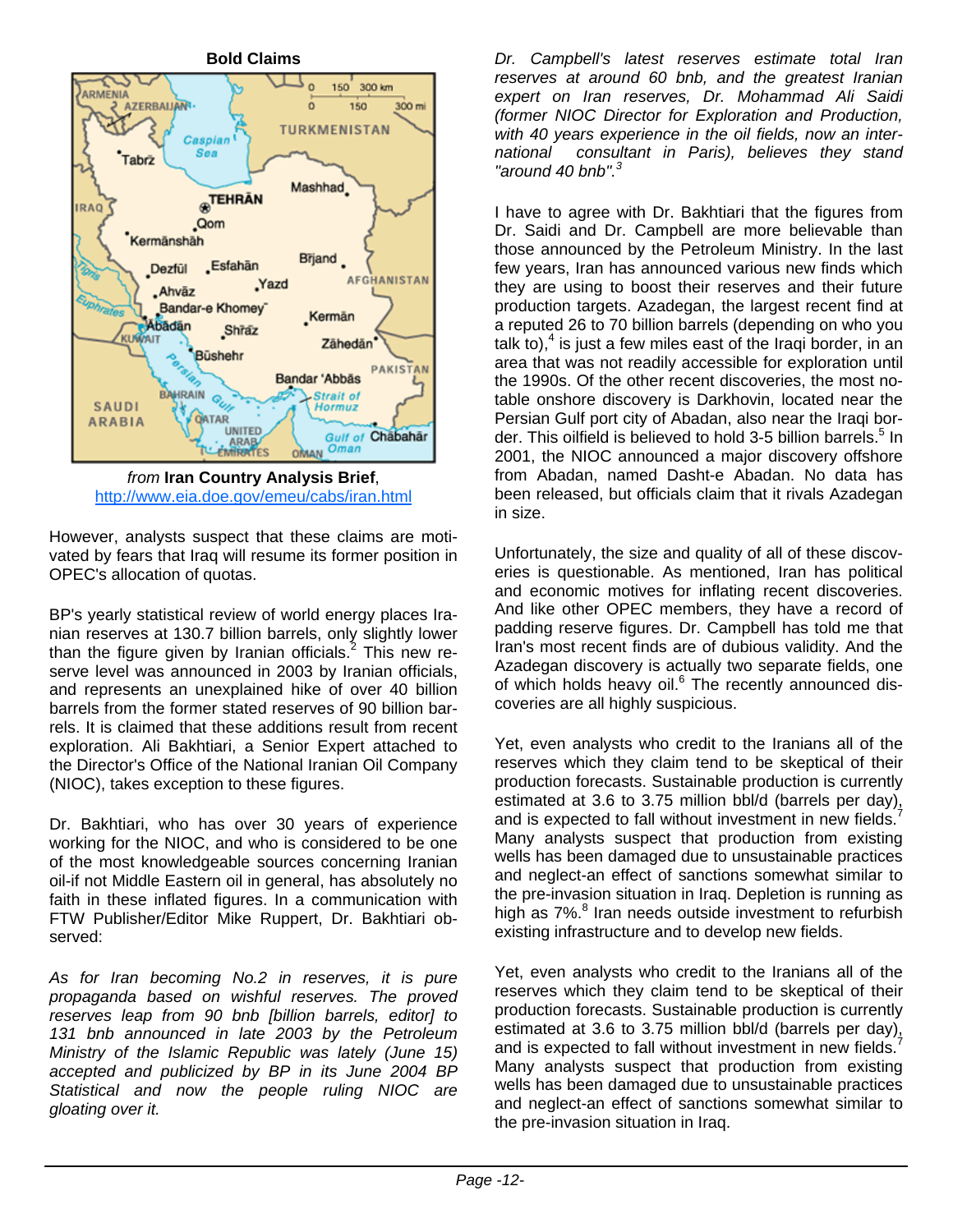**Bold Claims**

*from* **Iran Country Analysis Brief**, http://www.eia.doe.gov/emeu/cabs/iran.html

However, analysts suspect that these claims are motivated by fears that Iraq will resume its former position in OPEC's allocation of quotas.

BP's yearly statistical review of world energy places Iranian reserves at 130.7 billion barrels, only slightly lower than the figure given by Iranian officials.[2] This new reserve level was announced in 2003 by Iranian officials, and represents an unexplained hike of over 40 billion barrels from the former stated reserves of 90 billion barrels. It is claimed that these additions result from recent exploration. Ali Bakhtiari, a Senior Expert attached to the Director's Office of the National Iranian Oil Company (NIOC), takes exception to these figures.

Dr. Bakhtiari, who has over 30 years of experience working for the NIOC, and who is considered to be one of the most knowledgeable sources concerning Iranian oil-if not Middle Eastern oil in general, has absolutely no faith in these inflated figures. In a communication with FTW Publisher/Editor Mike Ruppert, Dr. Bakhtiari observed:

*As for Iran becoming No.2 in reserves, it is pure propaganda based on wishful reserves. The proved reserves leap from 90 bnb [billion barrels, editor] to 131 bnb announced in late 2003 by the Petroleum Ministry of the Islamic Republic was lately (June 15) accepted and publicized by BP in its June 2004 BP Statistical and now the people ruling NIOC are gloating over it.*

*Dr. Campbell's latest reserves estimate total Iran reserves at around 60 bnb, and the greatest Iranian expert on Iran reserves, Dr. Mohammad Ali Saidi (former NIOC Director for Exploration and Production, with 40 years experience in the oil fields, now an international consultant in Paris), believes they stand "around 40 bnb".*[3]

I have to agree with Dr. Bakhtiari that the figures from Dr. Saidi and Dr. Campbell are more believable than those announced by the Petroleum Ministry. In the last few years, Iran has announced various new finds which they are using to boost their reserves and their future production targets. Azadegan, the largest recent find at a reputed 26 to 70 billion barrels (depending on who you talk to),[4] is just a few miles east of the Iraqi border, in an area that was not readily accessible for exploration until the 1990s. Of the other recent discoveries, the most notable onshore discovery is Darkhovin, located near the Persian Gulf port city of Abadan, near the Iraqi border. This oilfield is believed to hold 3-5 billion barrels.[5] In 2001, the NIOC announced a major discovery offshore from Abadan, named Dasht-e Abadan. No data has been released, but officials claim that it rivals Azadegan in size.

Unfortunately, the size and quality of all of these discoveries is questionable. As mentioned, Iran has political and economic motives for inflating recent discoveries. And like other OPEC members, they have a record of padding reserve figures. Dr. Campbell has told me that Iran's most recent finds are of dubious validity. And the Azadegan discovery is actually two separate fields, one of which holds heavy oil.[6] The recently announced discoveries are all highly suspicious.

Yet, even analysts who credit to the Iranians all of the reserves which they claim tend to be skeptical of their production forecasts. Sustainable production is currently estimated at 3.6 to 3.75 million bbl/d (barrels per day), and is expected to fall without investment in new fields.[7] Many analysts suspect that production from existing wells has been damaged due to unsustainable practices and neglect-an effect of sanctions somewhat similar to the pre-invasion situation in Iraq. Depletion is running as high as 7%.[8] Iran needs outside investment to refurbish existing infrastructure and to develop new fields.

Yet, even analysts who credit to the Iranians all of the reserves which they claim tend to be skeptical of their production forecasts. Sustainable production is currently estimated at 3.6 to 3.75 million bbl/d (barrels per day), and is expected to fall without investment in new fields.[7] Many analysts suspect that production from existing wells has been damaged due to unsustainable practices and neglect-an effect of sanctions somewhat similar to the pre-invasion situation in Iraq.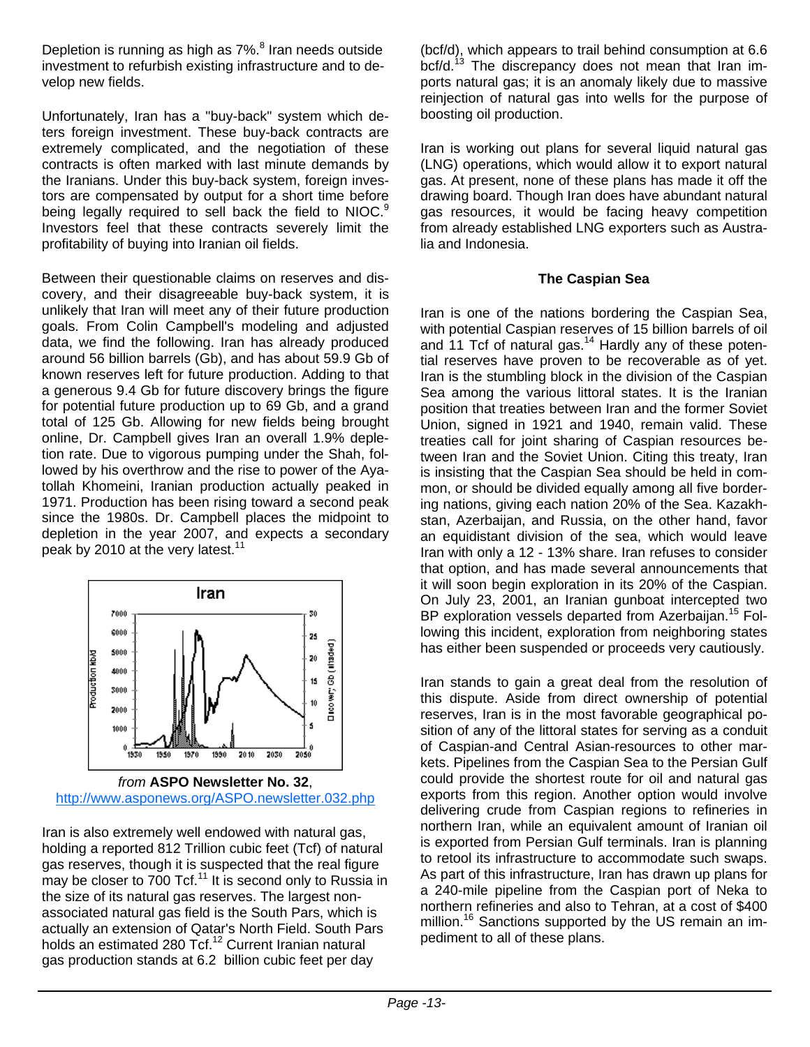Depletion is running as high as 7%.[8] Iran needs outside investment to refurbish existing infrastructure and to develop new fields.

Unfortunately, Iran has a "buy-back" system which deters foreign investment. These buy-back contracts are extremely complicated, and the negotiation of these contracts is often marked with last minute demands by the Iranians. Under this buy-back system, foreign investors are compensated by output for a short time before being legally required to sell back the field to NIOC.[9] Investors feel that these contracts severely limit the profitability of buying into Iranian oil fields.

Between their questionable claims on reserves and discovery, and their disagreeable buy-back system, it is unlikely that Iran will meet any of their future production goals. From Colin Campbell's modeling and adjusted data, we find the following. Iran has already produced around 56 billion barrels (Gb), and has about 59.9 Gb of known reserves left for future production. Adding to that a generous 9.4 Gb for future discovery brings the figure for potential future production up to 69 Gb, and a grand total of 125 Gb. Allowing for new fields being brought online, Dr. Campbell gives Iran an overall 1.9% depletion rate. Due to vigorous pumping under the Shah, followed by his overthrow and the rise to power of the Ayatollah Khomeini, Iranian production actually peaked in 1971. Production has been rising toward a second peak since the 1980s. Dr. Campbell places the midpoint to depletion in the year 2007, and expects a secondary peak by 2010 at the very latest.[11]

*from* **ASPO Newsletter No. 32**, http://www.asponews.org/ASPO.newsletter.032.php

Iran is also extremely well endowed with natural gas, holding a reported 812 Trillion cubic feet (Tcf) of natural gas reserves, though it is suspected that the real figure may be closer to 700 Tcf.[11] It is second only to Russia in the size of its natural gas reserves. The largest non-associated natural gas field is the South Pars, which is actually an extension of Qatar's North Field. South Pars holds an estimated 280 Tcf.[12] Current Iranian natural gas production stands at 6.2 billion cubic feet per day (bcf/d), which appears to trail behind consumption at 6.6 bcf/d.[13] The discrepancy does not mean that Iran imports natural gas; it is an anomaly likely due to massive reinjection of natural gas into wells for the purpose of boosting oil production.

Iran is working out plans for several liquid natural gas (LNG) operations, which would allow it to export natural gas. At present, none of these plans has made it off the drawing board. Though Iran does have abundant natural gas resources, it would be facing heavy competition from already established LNG exporters such as Australia and Indonesia.

**The Caspian Sea**

Iran is one of the nations bordering the Caspian Sea, with potential Caspian reserves of 15 billion barrels of oil and 11 Tcf of natural gas.[14] Hardly any of these potential reserves have proven to be recoverable as of yet. Iran is the stumbling block in the division of the Caspian Sea among the various littoral states. It is the Iranian position that treaties between Iran and the former Soviet Union, signed in 1921 and 1940, remain valid. These treaties call for joint sharing of Caspian resources between Iran and the Soviet Union. Citing this treaty, Iran is insisting that the Caspian Sea should be held in common, or should be divided equally among all five bordering nations, giving each nation 20% of the Sea. Kazakhstan, Azerbaijan, and Russia, on the other hand, favor an equidistant division of the sea, which would leave Iran with only a 12 - 13% share. Iran refuses to consider that option, and has made several announcements that it will soon begin exploration in its 20% of the Caspian. On July 23, 2001, an Iranian gunboat intercepted two BP exploration vessels departed from Azerbaijan.[15] Following this incident, exploration from neighboring states has either been suspended or proceeds very cautiously.

Iran stands to gain a great deal from the resolution of this dispute. Aside from direct ownership of potential reserves, Iran is in the most favorable geographical position of any of the littoral states for serving as a conduit of Caspian-and Central Asian-resources to other markets. Pipelines from the Caspian Sea to the Persian Gulf could provide the shortest route for oil and natural gas exports from this region. Another option would involve delivering crude from Caspian regions to refineries in northern Iran, while an equivalent amount of Iranian oil is exported from Persian Gulf terminals. Iran is planning to retool its infrastructure to accommodate such swaps. As part of this infrastructure, Iran has drawn up plans for a 240-mile pipeline from the Caspian port of Neka to northern refineries and also to Tehran, at a cost of $400 million.[16] Sanctions supported by the US remain an impediment to all of these plans.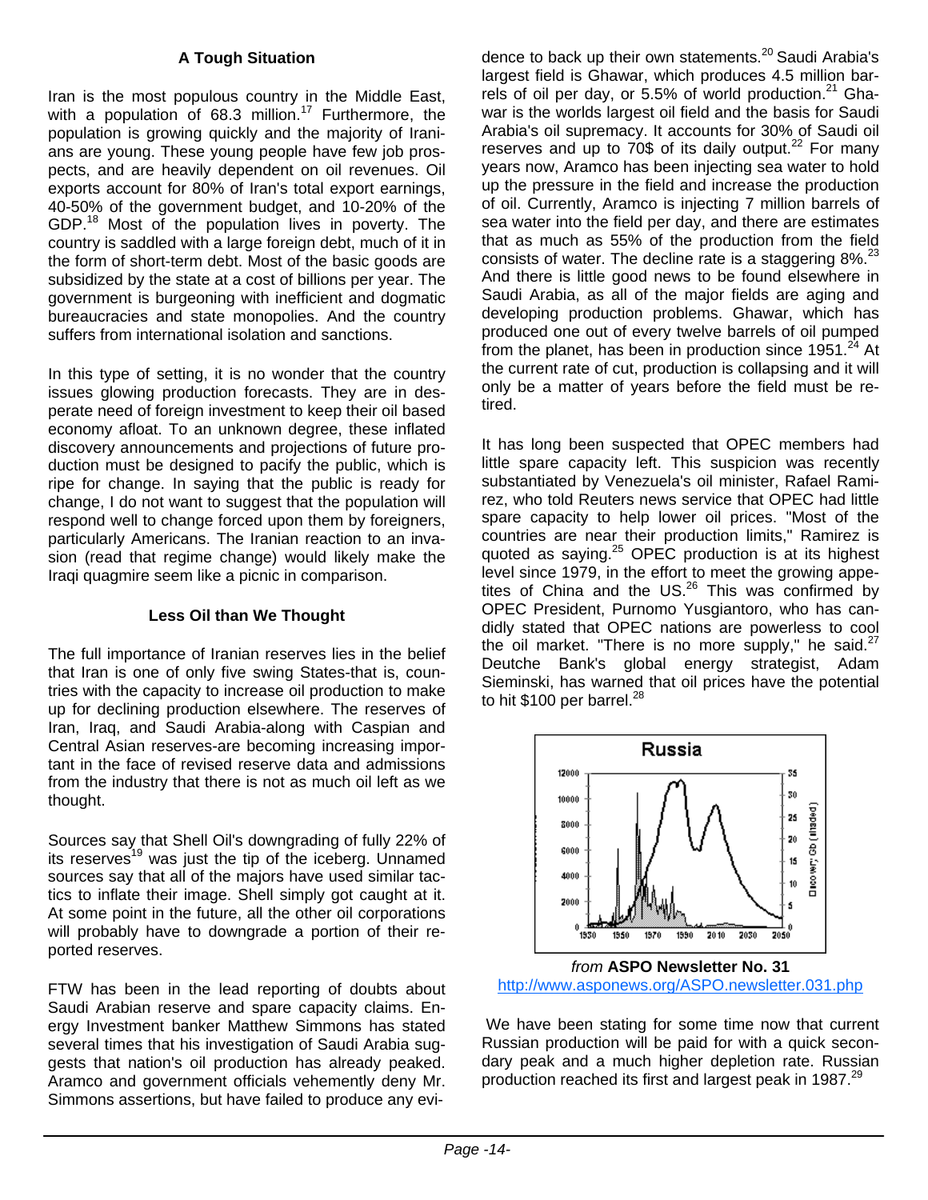### A Tough Situation

Iran is the most populous country in the Middle East, with a population of 68.3 million.[17] Furthermore, the population is growing quickly and the majority of Iranians are young. These young people have few job prospects, and are heavily dependent on oil revenues. Oil exports account for 80% of Iran's total export earnings, 40-50% of the government budget, and 10-20% of the GDP.[18] Most of the population lives in poverty. The country is saddled with a large foreign debt, much of it in the form of short-term debt. Most of the basic goods are subsidized by the state at a cost of billions per year. The government is burgeoning with inefficient and dogmatic bureaucracies and state monopolies. And the country suffers from international isolation and sanctions.

In this type of setting, it is no wonder that the country issues glowing production forecasts. They are in desperate need of foreign investment to keep their oil based economy afloat. To an unknown degree, these inflated discovery announcements and projections of future production must be designed to pacify the public, which is ripe for change. In saying that the public is ready for change, I do not want to suggest that the population will respond well to change forced upon them by foreigners, particularly Americans. The Iranian reaction to an invasion (read that regime change) would likely make the Iraqi quagmire seem like a picnic in comparison.

### Less Oil than We Thought

The full importance of Iranian reserves lies in the belief that Iran is one of only five swing States-that is, countries with the capacity to increase oil production to make up for declining production elsewhere. The reserves of Iran, Iraq, and Saudi Arabia-along with Caspian and Central Asian reserves-are becoming increasing important in the face of revised reserve data and admissions from the industry that there is not as much oil left as we thought.

Sources say that Shell Oil's downgrading of fully 22% of its reserves[19] was just the tip of the iceberg. Unnamed sources say that all of the majors have used similar tactics to inflate their image. Shell simply got caught at it. At some point in the future, all the other oil corporations will probably have to downgrade a portion of their reported reserves.

FTW has been in the lead reporting of doubts about Saudi Arabian reserve and spare capacity claims. Energy Investment banker Matthew Simmons has stated several times that his investigation of Saudi Arabia suggests that nation's oil production has already peaked. Aramco and government officials vehemently deny Mr. Simmons assertions, but have failed to produce any evidence to back up their own statements.[20] Saudi Arabia's largest field is Ghawar, which produces 4.5 million barrels of oil per day, or 5.5% of world production.[21] Ghawar is the worlds largest oil field and the basis for Saudi Arabia's oil supremacy. It accounts for 30% of Saudi oil reserves and up to 70$ of its daily output.[22] For many years now, Aramco has been injecting sea water to hold up the pressure in the field and increase the production of oil. Currently, Aramco is injecting 7 million barrels of sea water into the field per day, and there are estimates that as much as 55% of the production from the field consists of water. The decline rate is a staggering 8%.[23] And there is little good news to be found elsewhere in Saudi Arabia, as all of the major fields are aging and developing production problems. Ghawar, which has produced one out of every twelve barrels of oil pumped from the planet, has been in production since 1951.[24] At the current rate of cut, production is collapsing and it will only be a matter of years before the field must be retired.

It has long been suspected that OPEC members had little spare capacity left. This suspicion was recently substantiated by Venezuela's oil minister, Rafael Ramirez, who told Reuters news service that OPEC had little spare capacity to help lower oil prices. "Most of the countries are near their production limits," Ramirez is quoted as saying.[25] OPEC production is at its highest level since 1979, in the effort to meet the growing appetites of China and the US.[26] This was confirmed by OPEC President, Purnomo Yusgiantoro, who has candidly stated that OPEC nations are powerless to cool the oil market. "There is no more supply," he said.[27] Deutche Bank's global energy strategist, Adam Sieminski, has warned that oil prices have the potential to hit \$100 per barrel.[28]

*from* **ASPO Newsletter No. 31**
http://www.asponews.org/ASPO.newsletter.031.php

We have been stating for some time now that current Russian production will be paid for with a quick secondary peak and a much higher depletion rate. Russian production reached its first and largest peak in 1987.[29]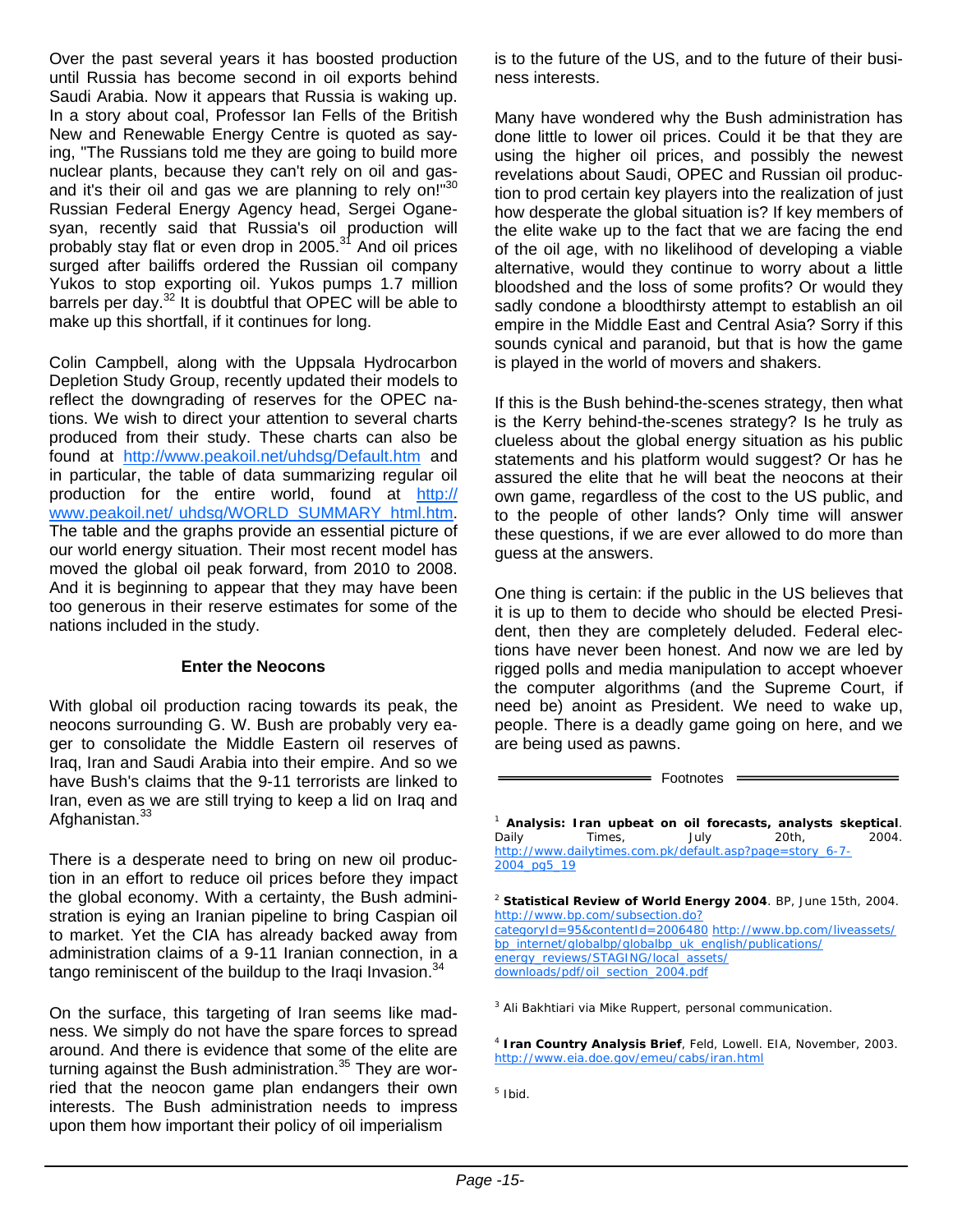Over the past several years it has boosted production until Russia has become second in oil exports behind Saudi Arabia. Now it appears that Russia is waking up. In a story about coal, Professor Ian Fells of the British New and Renewable Energy Centre is quoted as saying, "The Russians told me they are going to build more nuclear plants, because they can't rely on oil and gas-and it's their oil and gas we are planning to rely on!"[30] Russian Federal Energy Agency head, Sergei Oganesyan, recently said that Russia's oil production will probably stay flat or even drop in 2005.[31] And oil prices surged after bailiffs ordered the Russian oil company Yukos to stop exporting oil. Yukos pumps 1.7 million barrels per day.[32] It is doubtful that OPEC will be able to make up this shortfall, if it continues for long.

Colin Campbell, along with the Uppsala Hydrocarbon Depletion Study Group, recently updated their models to reflect the downgrading of reserves for the OPEC nations. We wish to direct your attention to several charts produced from their study. These charts can also be found at http://www.peakoil.net/uhdsg/Default.htm and in particular, the table of data summarizing regular oil production for the entire world, found at http://www.peakoil.net/ uhdsg/WORLD_SUMMARY_html.htm. The table and the graphs provide an essential picture of our world energy situation. Their most recent model has moved the global oil peak forward, from 2010 to 2008. And it is beginning to appear that they may have been too generous in their reserve estimates for some of the nations included in the study.

### Enter the Neocons

With global oil production racing towards its peak, the neocons surrounding G. W. Bush are probably very eager to consolidate the Middle Eastern oil reserves of Iraq, Iran and Saudi Arabia into their empire. And so we have Bush's claims that the 9-11 terrorists are linked to Iran, even as we are still trying to keep a lid on Iraq and Afghanistan.[33]

There is a desperate need to bring on new oil production in an effort to reduce oil prices before they impact the global economy. With a certainty, the Bush administration is eying an Iranian pipeline to bring Caspian oil to market. Yet the CIA has already backed away from administration claims of a 9-11 Iranian connection, in a tango reminiscent of the buildup to the Iraqi Invasion.[34]

On the surface, this targeting of Iran seems like madness. We simply do not have the spare forces to spread around. And there is evidence that some of the elite are turning against the Bush administration.[35] They are worried that the neocon game plan endangers their own interests. The Bush administration needs to impress upon them how important their policy of oil imperialism is to the future of the US, and to the future of their business interests.

Many have wondered why the Bush administration has done little to lower oil prices. Could it be that they are using the higher oil prices, and possibly the newest revelations about Saudi, OPEC and Russian oil production to prod certain key players into the realization of just how desperate the global situation is? If key members of the elite wake up to the fact that we are facing the end of the oil age, with no likelihood of developing a viable alternative, would they continue to worry about a little bloodshed and the loss of some profits? Or would they sadly condone a bloodthirsty attempt to establish an oil empire in the Middle East and Central Asia? Sorry if this sounds cynical and paranoid, but that is how the game is played in the world of movers and shakers.

If this is the Bush behind-the-scenes strategy, then what is the Kerry behind-the-scenes strategy? Is he truly as clueless about the global energy situation as his public statements and his platform would suggest? Or has he assured the elite that he will beat the neocons at their own game, regardless of the cost to the US public, and to the people of other lands? Only time will answer these questions, if we are ever allowed to do more than guess at the answers.

One thing is certain: if the public in the US believes that it is up to them to decide who should be elected President, then they are completely deluded. Federal elections have never been honest. And now we are led by rigged polls and media manipulation to accept whoever the computer algorithms (and the Supreme Court, if need be) anoint as President. We need to wake up, people. There is a deadly game going on here, and we are being used as pawns.

### Footnotes

[1] **Analysis: Iran upbeat on oil forecasts, analysts skeptical**. Daily Times, July 20th, 2004. http://www.dailytimes.com.pk/default.asp?page=story_6-7-2004_pg5_19

[2] **Statistical Review of World Energy 2004**. BP, June 15th, 2004. http://www.bp.com/subsection.do?categoryId=95&contentId=2006480 http://www.bp.com/liveassets/bp_internet/globalbp/globalbp_uk_english/publications/energy_reviews/STAGING/local_assets/downloads/pdf/oil_section_2004.pdf

[3] Ali Bakhtiari via Mike Ruppert, personal communication.

[4] **Iran Country Analysis Brief**, Feld, Lowell. EIA, November, 2003. http://www.eia.doe.gov/emeu/cabs/iran.html

[5] Ibid.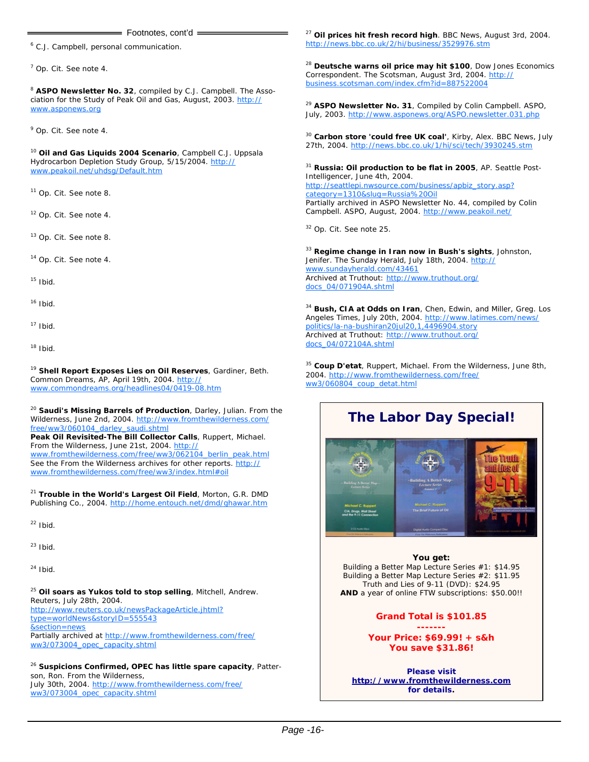## Footnotes, cont'd

[6] C.J. Campbell, personal communication.

[7] Op. Cit. See note 4.

[8] **ASPO Newsletter No. 32**, compiled by C.J. Campbell. The Association for the Study of Peak Oil and Gas, August, 2003. http://www.asponews.org

[9] Op. Cit. See note 4.

[10] **Oil and Gas Liquids 2004 Scenario**, Campbell C.J. Uppsala Hydrocarbon Depletion Study Group, 5/15/2004. http://www.peakoil.net/uhdsg/Default.htm

[11] Op. Cit. See note 8.

[12] Op. Cit. See note 4.

[13] Op. Cit. See note 8.

[14] Op. Cit. See note 4.

[15] Ibid.

[16] Ibid.

[17] Ibid.

[18] Ibid.

[19] **Shell Report Exposes Lies on Oil Reserves**, Gardiner, Beth. Common Dreams, AP, April 19th, 2004. http://www.commondreams.org/headlines04/0419-08.htm

[20] **Saudi's Missing Barrels of Production**, Darley, Julian. From the Wilderness, June 2nd, 2004. http://www.fromthewilderness.com/free/ww3/060104_darley_saudi.shtml
**Peak Oil Revisited-The Bill Collector Calls**, Ruppert, Michael. From the Wilderness, June 21st, 2004. http://www.fromthewilderness.com/free/ww3/062104_berlin_peak.html
See the From the Wilderness archives for other reports. http://www.fromthewilderness.com/free/ww3/index.html#oil

[21] **Trouble in the World's Largest Oil Field**, Morton, G.R. DMD Publishing Co., 2004. http://home.entouch.net/dmd/ghawar.htm

[22] Ibid.

[23] Ibid.

[24] Ibid.

[25] **Oil soars as Yukos told to stop selling**, Mitchell, Andrew. Reuters, July 28th, 2004.
http://www.reuters.co.uk/newsPackageArticle.jhtml?type=worldNews&storyID=555543&section=news
Partially archived at http://www.fromthewilderness.com/free/ww3/073004_opec_capacity.shtml

[26] **Suspicions Confirmed, OPEC has little spare capacity**, Patterson, Ron. From the Wilderness,
July 30th, 2004. http://www.fromthewilderness.com/free/ww3/073004_opec_capacity.shtml

[27] **Oil prices hit fresh record high**. BBC News, August 3rd, 2004. http://news.bbc.co.uk/2/hi/business/3529976.stm

[28] **Deutsche warns oil price may hit $100**, Dow Jones Economics Correspondent. The Scotsman, August 3rd, 2004. http://business.scotsman.com/index.cfm?id=887522004

[29] **ASPO Newsletter No. 31**, Compiled by Colin Campbell. ASPO, July, 2003. http://www.asponews.org/ASPO.newsletter.031.php

[30] **Carbon store 'could free UK coal'**, Kirby, Alex. BBC News, July 27th, 2004. http://news.bbc.co.uk/1/hi/sci/tech/3930245.stm

[31] **Russia: Oil production to be flat in 2005**, AP. Seattle Post-Intelligencer, June 4th, 2004.
http://seattlepi.nwsource.com/business/apbiz_story.asp?category=1310&slug=Russia%20Oil
Partially archived in ASPO Newsletter No. 44, compiled by Colin Campbell. ASPO, August, 2004. http://www.peakoil.net/

[32] Op. Cit. See note 25.

[33] **Regime change in Iran now in Bush's sights**, Johnston, Jenifer. The Sunday Herald, July 18th, 2004. http://www.sundayherald.com/43461
Archived at Truthout: http://www.truthout.org/docs_04/071904A.shtml

[34] **Bush, CIA at Odds on Iran**, Chen, Edwin, and Miller, Greg. Los Angeles Times, July 20th, 2004. http://www.latimes.com/news/politics/la-na-bushiran20jul20,1,4496904.story
Archived at Truthout: http://www.truthout.org/docs_04/072104A.shtml

[35] **Coup D'etat**, Ruppert, Michael. From the Wilderness, June 8th, 2004. http://www.fromthewilderness.com/free/ww3/060804_coup_detat.html

## The Labor Day Special!

**You get:**
Building a Better Map Lecture Series #1: $14.95
Building a Better Map Lecture Series #2: $11.95
Truth and Lies of 9-11 (DVD): $24.95
**AND** a year of online FTW subscriptions: $50.00!!

**Grand Total is $101.85**
**-------**
**Your Price: $69.99! + s&h**
**You save $31.86!**

**Please visit**
**http://www.fromthewilderness.com**
**for details.**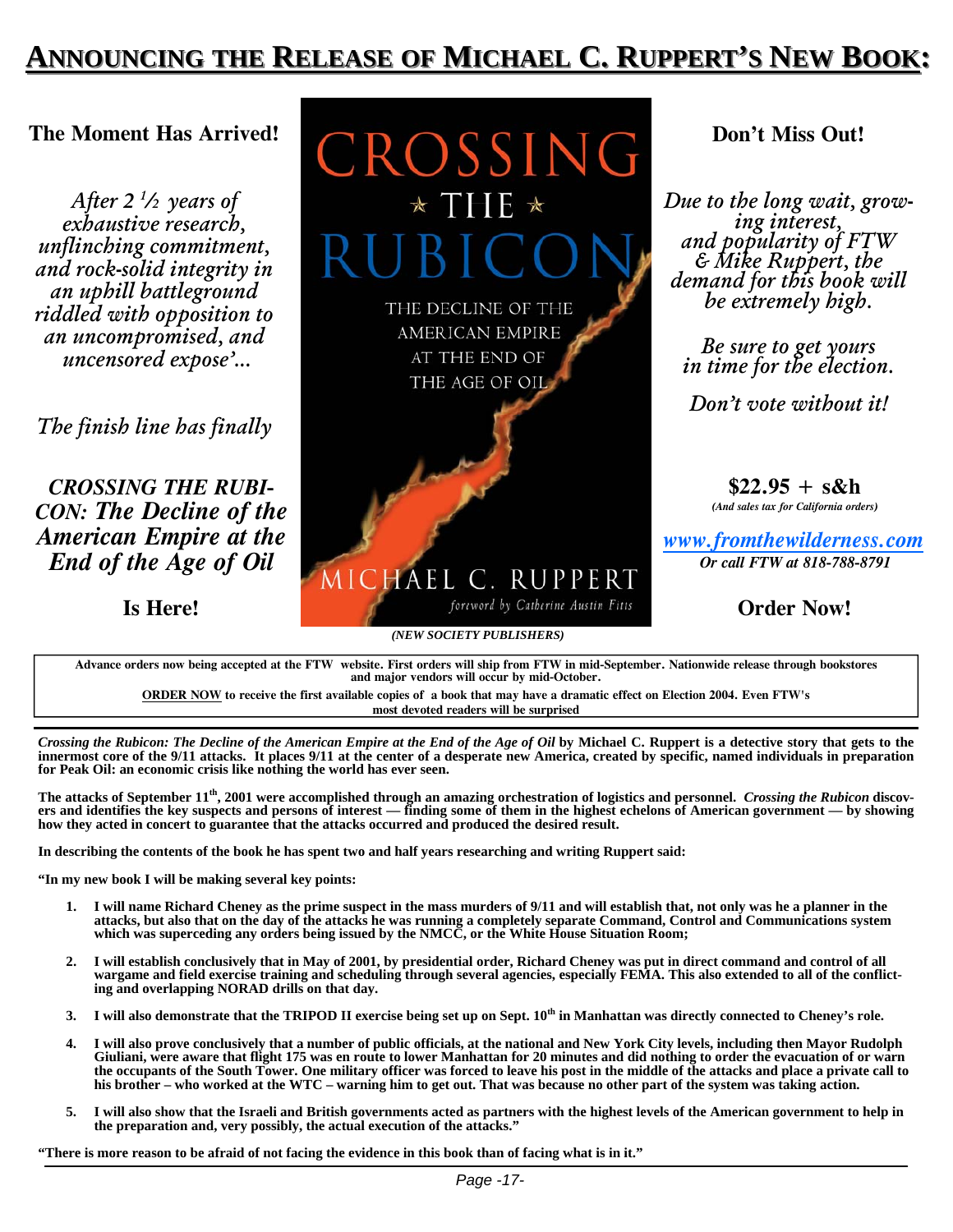# ANNOUNCING THE RELEASE OF MICHAEL C. RUPPERT'S NEW BOOK:

**The Moment Has Arrived!**

*After 2 ½ years of exhaustive research, unflinching commitment, and rock-solid integrity in an uphill battleground riddled with opposition to an uncompromised, and uncensored expose'...*

*The finish line has finally*

***CROSSING THE RUBICON: The Decline of the American Empire at the End of the Age of Oil***

**Is Here!**

CROSSING ★ THE ★ RUBICON

THE DECLINE OF THE AMERICAN EMPIRE AT THE END OF THE AGE OF OIL

MICHAEL C. RUPPERT

*foreword by Catherine Austin Fitts*

***(NEW SOCIETY PUBLISHERS)***

**Don't Miss Out!**

*Due to the long wait, growing interest, and popularity of FTW & Mike Ruppert, the demand for this book will be extremely high.*

*Be sure to get yours in time for the election.*

*Don't vote without it!*

**$22.95 + s&h**

***(And sales tax for California orders)***

***www.fromthewilderness.com***

***Or call FTW at 818-788-8791***

**Order Now!**

**Advance orders now being accepted at the FTW website. First orders will ship from FTW in mid-September. Nationwide release through bookstores and major vendors will occur by mid-October.**

**ORDER NOW to receive the first available copies of a book that may have a dramatic effect on Election 2004. Even FTW's most devoted readers will be surprised**

***Crossing the Rubicon: The Decline of the American Empire at the End of the Age of Oil* by Michael C. Ruppert is a detective story that gets to the innermost core of the 9/11 attacks. It places 9/11 at the center of a desperate new America, created by specific, named individuals in preparation for Peak Oil: an economic crisis like nothing the world has ever seen.**

**The attacks of September 11th, 2001 were accomplished through an amazing orchestration of logistics and personnel. *Crossing the Rubicon* discovers and identifies the key suspects and persons of interest — finding some of them in the highest echelons of American government — by showing how they acted in concert to guarantee that the attacks occurred and produced the desired result.**

**In describing the contents of the book he has spent two and half years researching and writing Ruppert said:**

**"In my new book I will be making several key points:**

1. **I will name Richard Cheney as the prime suspect in the mass murders of 9/11 and will establish that, not only was he a planner in the attacks, but also that on the day of the attacks he was running a completely separate Command, Control and Communications system which was superceding any orders being issued by the NMCC, or the White House Situation Room;**
2. **I will establish conclusively that in May of 2001, by presidential order, Richard Cheney was put in direct command and control of all wargame and field exercise training and scheduling through several agencies, especially FEMA. This also extended to all of the conflicting and overlapping NORAD drills on that day.**
3. **I will also demonstrate that the TRIPOD II exercise being set up on Sept. 10th in Manhattan was directly connected to Cheney's role.**
4. **I will also prove conclusively that a number of public officials, at the national and New York City levels, including then Mayor Rudolph Giuliani, were aware that flight 175 was en route to lower Manhattan for 20 minutes and did nothing to order the evacuation of or warn the occupants of the South Tower. One military officer was forced to leave his post in the middle of the attacks and place a private call to his brother – who worked at the WTC – warning him to get out. That was because no other part of the system was taking action.**
5. **I will also show that the Israeli and British governments acted as partners with the highest levels of the American government to help in the preparation and, very possibly, the actual execution of the attacks."**

**"There is more reason to be afraid of not facing the evidence in this book than of facing what is in it."**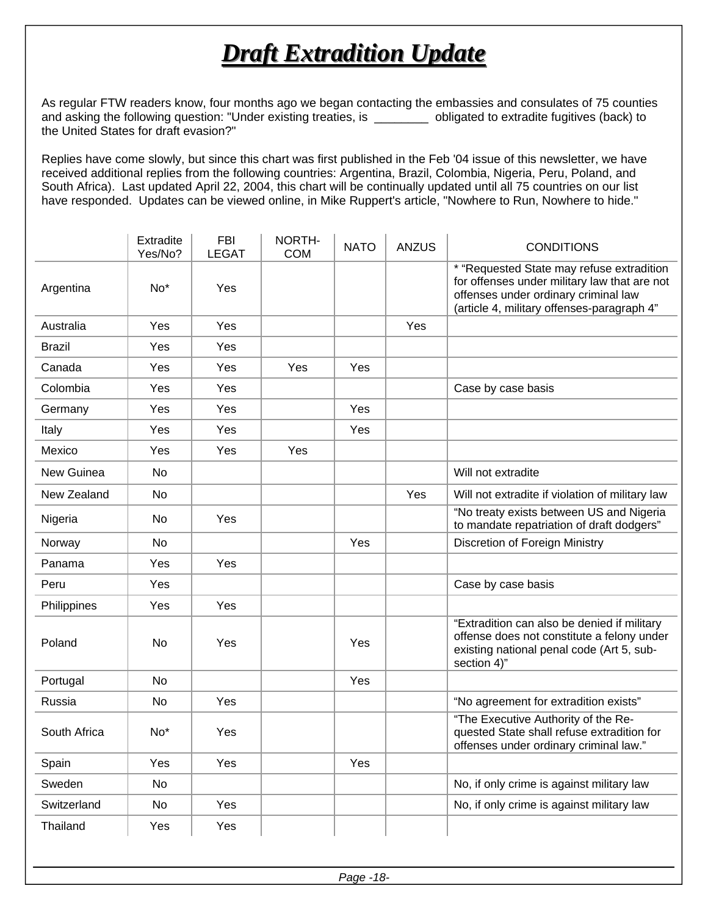# *Draft Extradition Update*

As regular FTW readers know, four months ago we began contacting the embassies and consulates of 75 counties and asking the following question: "Under existing treaties, is ________ obligated to extradite fugitives (back) to the United States for draft evasion?"

Replies have come slowly, but since this chart was first published in the Feb '04 issue of this newsletter, we have received additional replies from the following countries: Argentina, Brazil, Colombia, Nigeria, Peru, Poland, and South Africa). Last updated April 22, 2004, this chart will be continually updated until all 75 countries on our list have responded. Updates can be viewed online, in Mike Ruppert's article, "Nowhere to Run, Nowhere to hide."

| | Extradite Yes/No? | FBI LEGAT | NORTH-COM | NATO | ANZUS | CONDITIONS |
|---|---|---|---|---|---|---|
| Argentina | No* | Yes | | | | * "Requested State may refuse extradition for offenses under military law that are not offenses under ordinary criminal law (article 4, military offenses-paragraph 4" |
| Australia | Yes | Yes | | | Yes | |
| Brazil | Yes | Yes | | | | |
| Canada | Yes | Yes | Yes | Yes | | |
| Colombia | Yes | Yes | | | | Case by case basis |
| Germany | Yes | Yes | | Yes | | |
| Italy | Yes | Yes | | Yes | | |
| Mexico | Yes | Yes | Yes | | | |
| New Guinea | No | | | | | Will not extradite |
| New Zealand | No | | | | Yes | Will not extradite if violation of military law |
| Nigeria | No | Yes | | | | "No treaty exists between US and Nigeria to mandate repatriation of draft dodgers" |
| Norway | No | | | Yes | | Discretion of Foreign Ministry |
| Panama | Yes | Yes | | | | |
| Peru | Yes | | | | | Case by case basis |
| Philippines | Yes | Yes | | | | |
| Poland | No | Yes | | Yes | | "Extradition can also be denied if military offense does not constitute a felony under existing national penal code (Art 5, sub-section 4)" |
| Portugal | No | | | Yes | | |
| Russia | No | Yes | | | | "No agreement for extradition exists" |
| South Africa | No* | Yes | | | | "The Executive Authority of the Requested State shall refuse extradition for offenses under ordinary criminal law." |
| Spain | Yes | Yes | | Yes | | |
| Sweden | No | | | | | No, if only crime is against military law |
| Switzerland | No | Yes | | | | No, if only crime is against military law |
| Thailand | Yes | Yes | | | | |